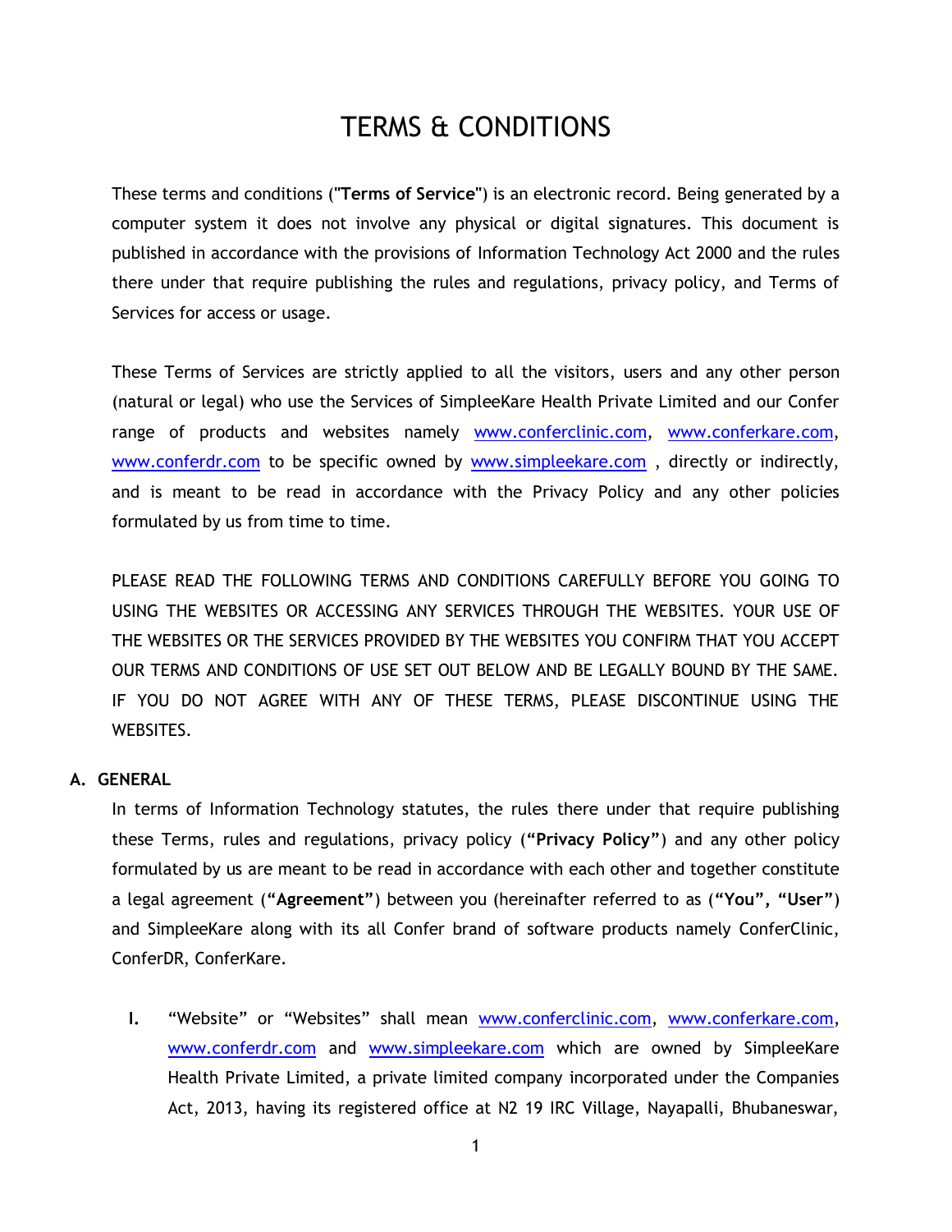# TERMS & CONDITIONS

These terms and conditions ("**Terms of Service**") is an electronic record. Being generated by a computer system it does not involve any physical or digital signatures. This document is published in accordance with the provisions of Information Technology Act 2000 and the rules there under that require publishing the rules and regulations, privacy policy, and Terms of Services for access or usage.

These Terms of Services are strictly applied to all the visitors, users and any other person (natural or legal) who use the Services of SimpleeKare Health Private Limited and our Confer range of products and websites namely www.conferclinic.com, www.conferkare.com, www.conferdr.com to be specific owned by www.simpleekare.com , directly or indirectly, and is meant to be read in accordance with the Privacy Policy and any other policies formulated by us from time to time.

PLEASE READ THE FOLLOWING TERMS AND CONDITIONS CAREFULLY BEFORE YOU GOING TO USING THE WEBSITES OR ACCESSING ANY SERVICES THROUGH THE WEBSITES. YOUR USE OF THE WEBSITES OR THE SERVICES PROVIDED BY THE WEBSITES YOU CONFIRM THAT YOU ACCEPT OUR TERMS AND CONDITIONS OF USE SET OUT BELOW AND BE LEGALLY BOUND BY THE SAME. IF YOU DO NOT AGREE WITH ANY OF THESE TERMS, PLEASE DISCONTINUE USING THE WEBSITES.

## A. GENERAL

In terms of Information Technology statutes, the rules there under that require publishing these Terms, rules and regulations, privacy policy (**"Privacy Policy"**) and any other policy formulated by us are meant to be read in accordance with each other and together constitute a legal agreement (**"Agreement"**) between you (hereinafter referred to as (**"You", "User"**) and SimpleeKare along with its all Confer brand of software products namely ConferClinic, ConferDR, ConferKare.

I. "Website" or "Websites" shall mean www.conferclinic.com, www.conferkare.com, www.conferdr.com and www.simpleekare.com which are owned by SimpleeKare Health Private Limited, a private limited company incorporated under the Companies Act, 2013, having its registered office at N2 19 IRC Village, Nayapalli, Bhubaneswar,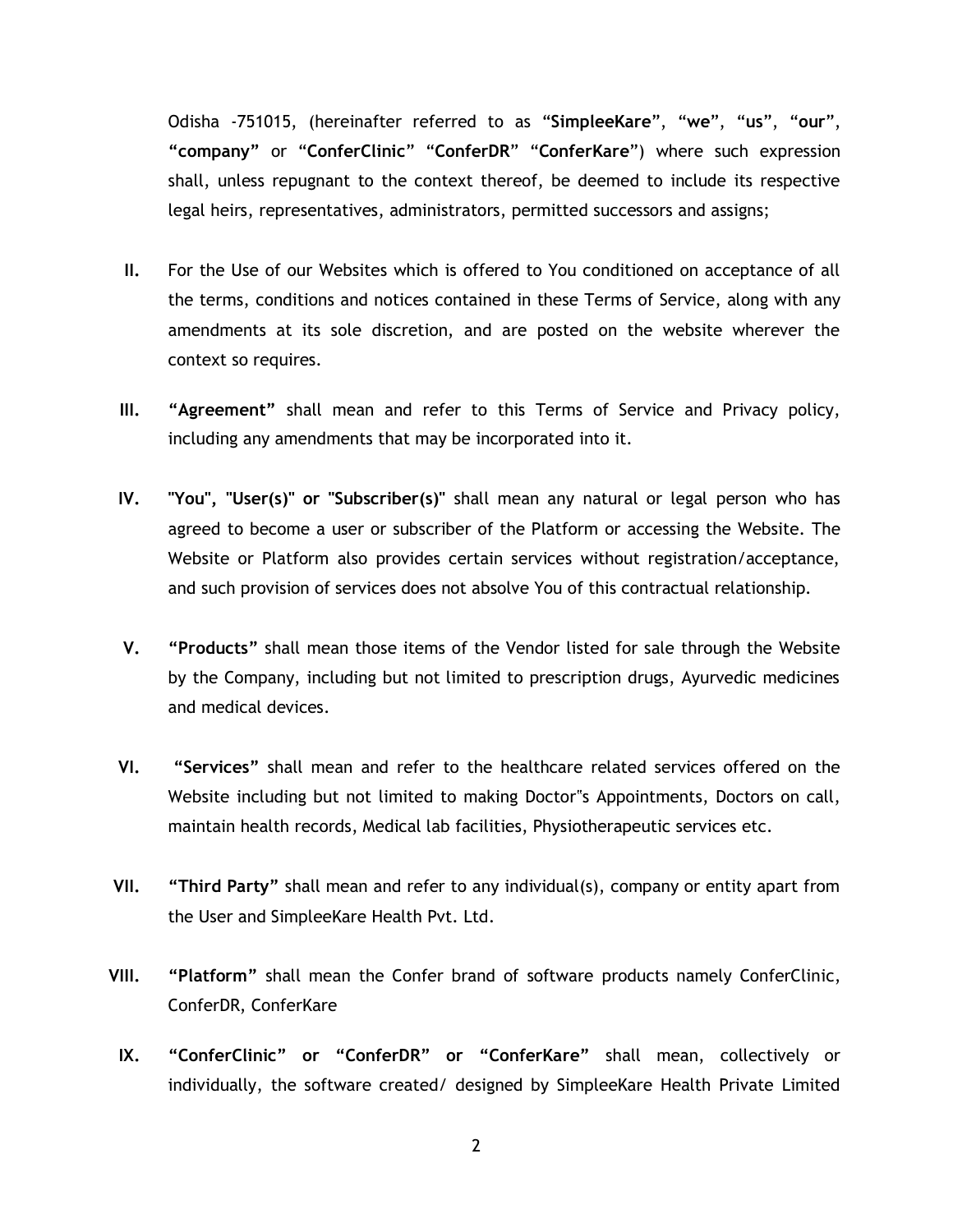Odisha -751015, (hereinafter referred to as "**SimpleeKare**", "**we**", "**us**", "**our**", "**company**" or "**ConferClinic**" "**ConferDR**" "**ConferKare**") where such expression shall, unless repugnant to the context thereof, be deemed to include its respective legal heirs, representatives, administrators, permitted successors and assigns;

II. For the Use of our Websites which is offered to You conditioned on acceptance of all the terms, conditions and notices contained in these Terms of Service, along with any amendments at its sole discretion, and are posted on the website wherever the context so requires.

III. **"Agreement"** shall mean and refer to this Terms of Service and Privacy policy, including any amendments that may be incorporated into it.

IV. **"You", "User(s)" or "Subscriber(s)"** shall mean any natural or legal person who has agreed to become a user or subscriber of the Platform or accessing the Website. The Website or Platform also provides certain services without registration/acceptance, and such provision of services does not absolve You of this contractual relationship.

V. **"Products"** shall mean those items of the Vendor listed for sale through the Website by the Company, including but not limited to prescription drugs, Ayurvedic medicines and medical devices.

VI. **"Services"** shall mean and refer to the healthcare related services offered on the Website including but not limited to making Doctor"s Appointments, Doctors on call, maintain health records, Medical lab facilities, Physiotherapeutic services etc.

VII. **"Third Party"** shall mean and refer to any individual(s), company or entity apart from the User and SimpleeKare Health Pvt. Ltd.

VIII. **"Platform"** shall mean the Confer brand of software products namely ConferClinic, ConferDR, ConferKare

IX. **"ConferClinic" or "ConferDR" or "ConferKare"** shall mean, collectively or individually, the software created/ designed by SimpleeKare Health Private Limited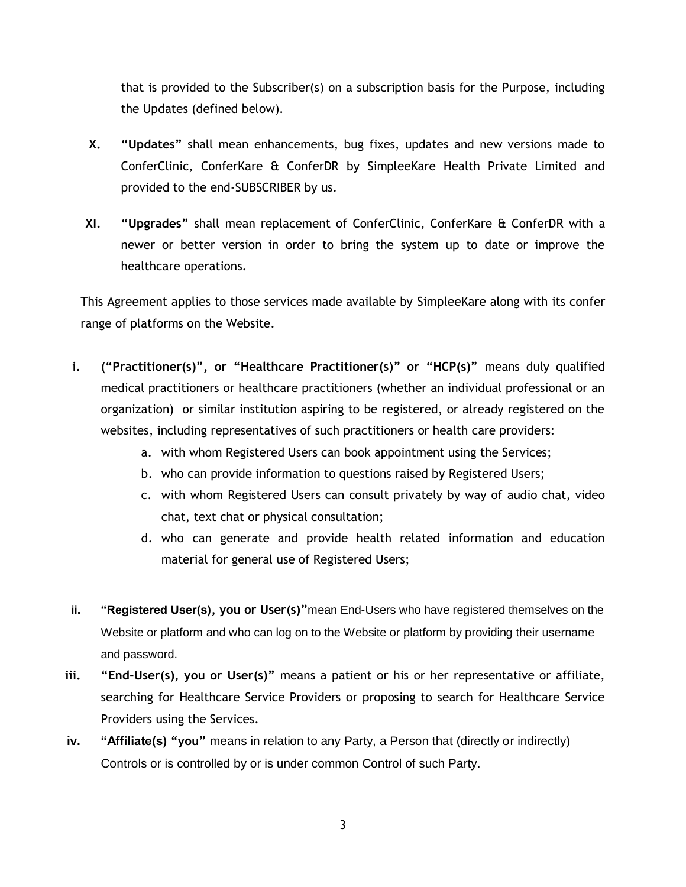that is provided to the Subscriber(s) on a subscription basis for the Purpose, including the Updates (defined below).

X. **"Updates"** shall mean enhancements, bug fixes, updates and new versions made to ConferClinic, ConferKare & ConferDR by SimpleeKare Health Private Limited and provided to the end-SUBSCRIBER by us.

XI. **"Upgrades"** shall mean replacement of ConferClinic, ConferKare & ConferDR with a newer or better version in order to bring the system up to date or improve the healthcare operations.

This Agreement applies to those services made available by SimpleeKare along with its confer range of platforms on the Website.

i. **("Practitioner(s)", or "Healthcare Practitioner(s)" or "HCP(s)"** means duly qualified medical practitioners or healthcare practitioners (whether an individual professional or an organization) or similar institution aspiring to be registered, or already registered on the websites, including representatives of such practitioners or health care providers:

   a. with whom Registered Users can book appointment using the Services;
   b. who can provide information to questions raised by Registered Users;
   c. with whom Registered Users can consult privately by way of audio chat, video chat, text chat or physical consultation;
   d. who can generate and provide health related information and education material for general use of Registered Users;

ii. **"Registered User(s), you or User(s)"** mean End-Users who have registered themselves on the Website or platform and who can log on to the Website or platform by providing their username and password.

iii. **"End-User(s), you or User(s)"** means a patient or his or her representative or affiliate, searching for Healthcare Service Providers or proposing to search for Healthcare Service Providers using the Services.

iv. **"Affiliate(s) "you"** means in relation to any Party, a Person that (directly or indirectly) Controls or is controlled by or is under common Control of such Party.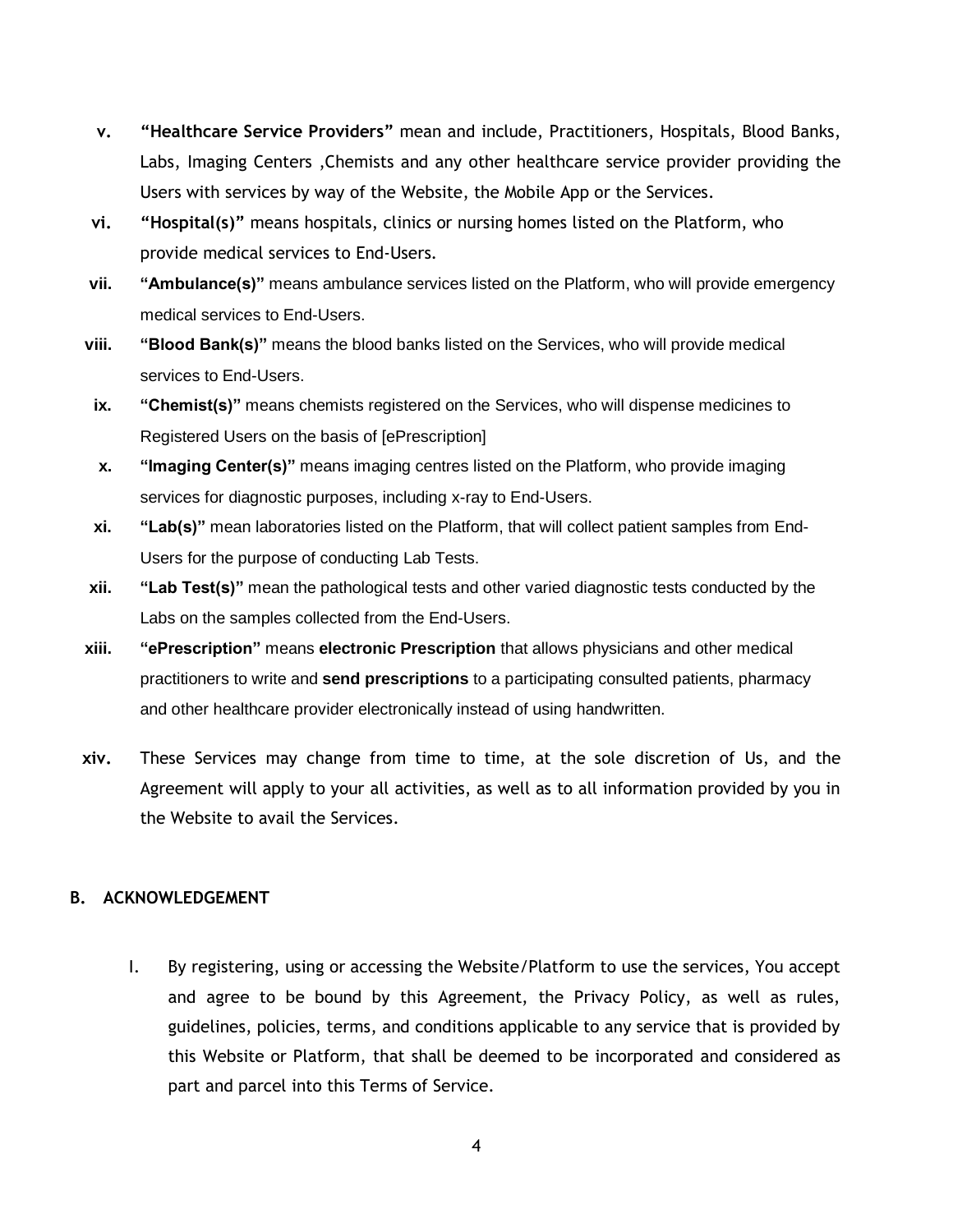v. **"Healthcare Service Providers"** mean and include, Practitioners, Hospitals, Blood Banks, Labs, Imaging Centers ,Chemists and any other healthcare service provider providing the Users with services by way of the Website, the Mobile App or the Services.

vi. **"Hospital(s)"** means hospitals, clinics or nursing homes listed on the Platform, who provide medical services to End-Users.

vii. **"Ambulance(s)"** means ambulance services listed on the Platform, who will provide emergency medical services to End-Users.

viii. **"Blood Bank(s)"** means the blood banks listed on the Services, who will provide medical services to End-Users.

ix. **"Chemist(s)"** means chemists registered on the Services, who will dispense medicines to Registered Users on the basis of [ePrescription]

x. **"Imaging Center(s)"** means imaging centres listed on the Platform, who provide imaging services for diagnostic purposes, including x-ray to End-Users.

xi. **"Lab(s)"** mean laboratories listed on the Platform, that will collect patient samples from End-Users for the purpose of conducting Lab Tests.

xii. **"Lab Test(s)"** mean the pathological tests and other varied diagnostic tests conducted by the Labs on the samples collected from the End-Users.

xiii. **"ePrescription"** means **electronic Prescription** that allows physicians and other medical practitioners to write and **send prescriptions** to a participating consulted patients, pharmacy and other healthcare provider electronically instead of using handwritten.

xiv. These Services may change from time to time, at the sole discretion of Us, and the Agreement will apply to your all activities, as well as to all information provided by you in the Website to avail the Services.

## B. ACKNOWLEDGEMENT

I. By registering, using or accessing the Website/Platform to use the services, You accept and agree to be bound by this Agreement, the Privacy Policy, as well as rules, guidelines, policies, terms, and conditions applicable to any service that is provided by this Website or Platform, that shall be deemed to be incorporated and considered as part and parcel into this Terms of Service.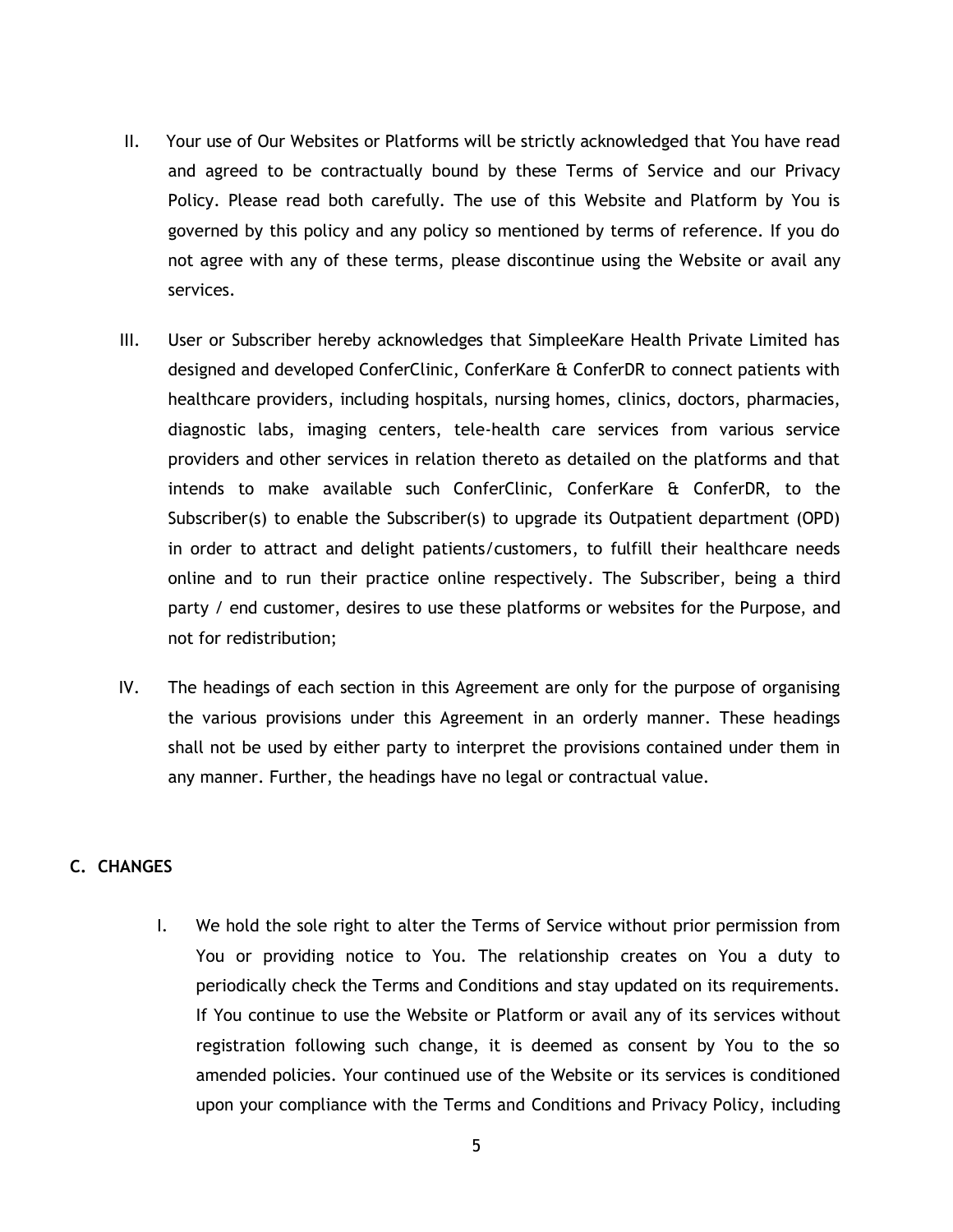II. Your use of Our Websites or Platforms will be strictly acknowledged that You have read and agreed to be contractually bound by these Terms of Service and our Privacy Policy. Please read both carefully. The use of this Website and Platform by You is governed by this policy and any policy so mentioned by terms of reference. If you do not agree with any of these terms, please discontinue using the Website or avail any services.

III. User or Subscriber hereby acknowledges that SimpleeKare Health Private Limited has designed and developed ConferClinic, ConferKare & ConferDR to connect patients with healthcare providers, including hospitals, nursing homes, clinics, doctors, pharmacies, diagnostic labs, imaging centers, tele-health care services from various service providers and other services in relation thereto as detailed on the platforms and that intends to make available such ConferClinic, ConferKare & ConferDR, to the Subscriber(s) to enable the Subscriber(s) to upgrade its Outpatient department (OPD) in order to attract and delight patients/customers, to fulfill their healthcare needs online and to run their practice online respectively. The Subscriber, being a third party / end customer, desires to use these platforms or websites for the Purpose, and not for redistribution;

IV. The headings of each section in this Agreement are only for the purpose of organising the various provisions under this Agreement in an orderly manner. These headings shall not be used by either party to interpret the provisions contained under them in any manner. Further, the headings have no legal or contractual value.

## C. CHANGES

I. We hold the sole right to alter the Terms of Service without prior permission from You or providing notice to You. The relationship creates on You a duty to periodically check the Terms and Conditions and stay updated on its requirements. If You continue to use the Website or Platform or avail any of its services without registration following such change, it is deemed as consent by You to the so amended policies. Your continued use of the Website or its services is conditioned upon your compliance with the Terms and Conditions and Privacy Policy, including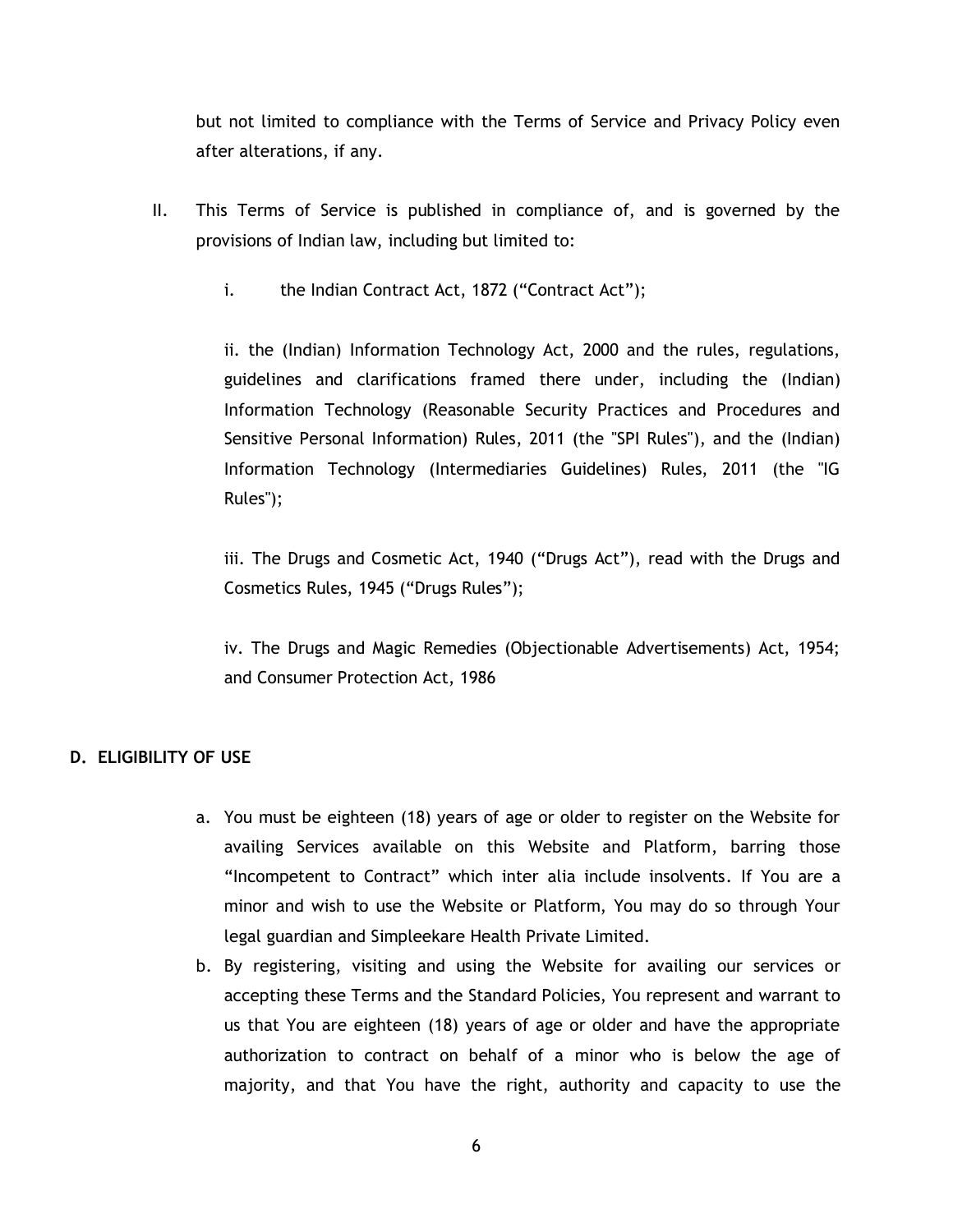but not limited to compliance with the Terms of Service and Privacy Policy even after alterations, if any.

II. This Terms of Service is published in compliance of, and is governed by the provisions of Indian law, including but limited to:

i. the Indian Contract Act, 1872 ("Contract Act");

ii. the (Indian) Information Technology Act, 2000 and the rules, regulations, guidelines and clarifications framed there under, including the (Indian) Information Technology (Reasonable Security Practices and Procedures and Sensitive Personal Information) Rules, 2011 (the "SPI Rules"), and the (Indian) Information Technology (Intermediaries Guidelines) Rules, 2011 (the "IG Rules");

iii. The Drugs and Cosmetic Act, 1940 ("Drugs Act"), read with the Drugs and Cosmetics Rules, 1945 ("Drugs Rules");

iv. The Drugs and Magic Remedies (Objectionable Advertisements) Act, 1954; and Consumer Protection Act, 1986

## D. ELIGIBILITY OF USE

a. You must be eighteen (18) years of age or older to register on the Website for availing Services available on this Website and Platform, barring those "Incompetent to Contract" which inter alia include insolvents. If You are a minor and wish to use the Website or Platform, You may do so through Your legal guardian and Simpleekare Health Private Limited.

b. By registering, visiting and using the Website for availing our services or accepting these Terms and the Standard Policies, You represent and warrant to us that You are eighteen (18) years of age or older and have the appropriate authorization to contract on behalf of a minor who is below the age of majority, and that You have the right, authority and capacity to use the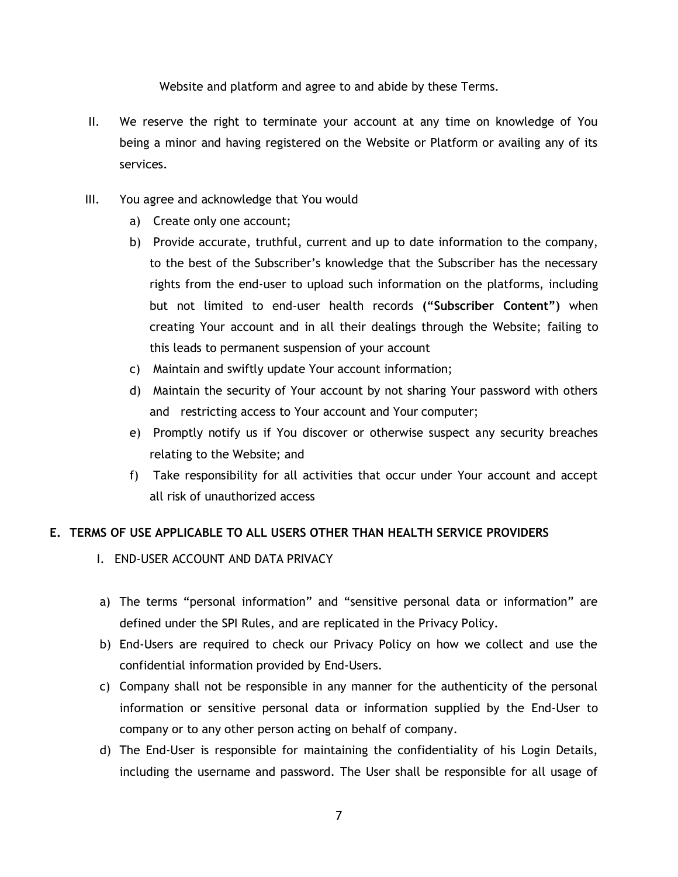Website and platform and agree to and abide by these Terms.

II. We reserve the right to terminate your account at any time on knowledge of You being a minor and having registered on the Website or Platform or availing any of its services.

III. You agree and acknowledge that You would

   a) Create only one account;
   b) Provide accurate, truthful, current and up to date information to the company, to the best of the Subscriber's knowledge that the Subscriber has the necessary rights from the end-user to upload such information on the platforms, including but not limited to end-user health records **("Subscriber Content")** when creating Your account and in all their dealings through the Website; failing to this leads to permanent suspension of your account
   c) Maintain and swiftly update Your account information;
   d) Maintain the security of Your account by not sharing Your password with others and restricting access to Your account and Your computer;
   e) Promptly notify us if You discover or otherwise suspect any security breaches relating to the Website; and
   f) Take responsibility for all activities that occur under Your account and accept all risk of unauthorized access

## E. TERMS OF USE APPLICABLE TO ALL USERS OTHER THAN HEALTH SERVICE PROVIDERS

I. END-USER ACCOUNT AND DATA PRIVACY

a) The terms "personal information" and "sensitive personal data or information" are defined under the SPI Rules, and are replicated in the Privacy Policy.
b) End-Users are required to check our Privacy Policy on how we collect and use the confidential information provided by End-Users.
c) Company shall not be responsible in any manner for the authenticity of the personal information or sensitive personal data or information supplied by the End-User to company or to any other person acting on behalf of company.
d) The End-User is responsible for maintaining the confidentiality of his Login Details, including the username and password. The User shall be responsible for all usage of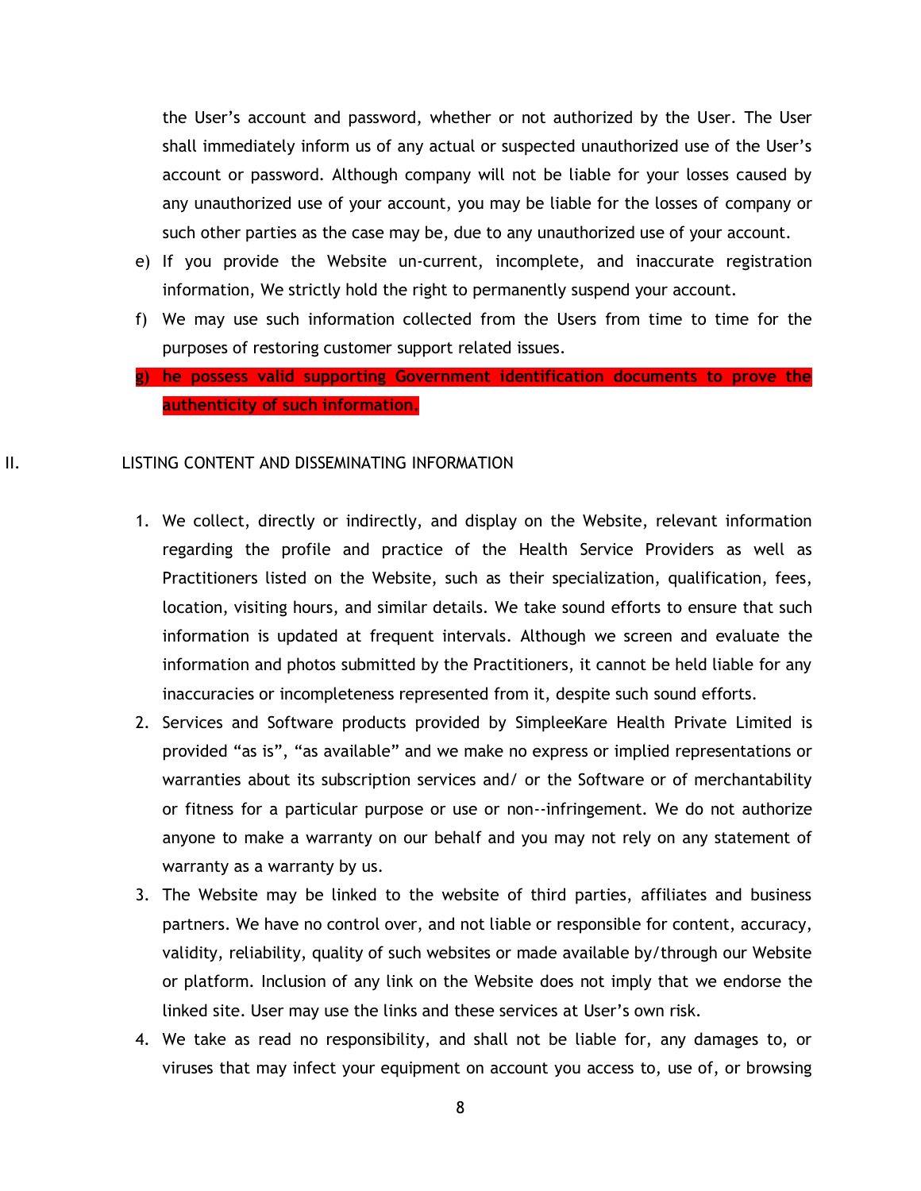the User's account and password, whether or not authorized by the User. The User shall immediately inform us of any actual or suspected unauthorized use of the User's account or password. Although company will not be liable for your losses caused by any unauthorized use of your account, you may be liable for the losses of company or such other parties as the case may be, due to any unauthorized use of your account.

e) If you provide the Website un-current, incomplete, and inaccurate registration information, We strictly hold the right to permanently suspend your account.

f) We may use such information collected from the Users from time to time for the purposes of restoring customer support related issues.

**g) he possess valid supporting Government identification documents to prove the authenticity of such information.**

## II. LISTING CONTENT AND DISSEMINATING INFORMATION

1. We collect, directly or indirectly, and display on the Website, relevant information regarding the profile and practice of the Health Service Providers as well as Practitioners listed on the Website, such as their specialization, qualification, fees, location, visiting hours, and similar details. We take sound efforts to ensure that such information is updated at frequent intervals. Although we screen and evaluate the information and photos submitted by the Practitioners, it cannot be held liable for any inaccuracies or incompleteness represented from it, despite such sound efforts.
2. Services and Software products provided by SimpleeKare Health Private Limited is provided "as is", "as available" and we make no express or implied representations or warranties about its subscription services and/ or the Software or of merchantability or fitness for a particular purpose or use or non--infringement. We do not authorize anyone to make a warranty on our behalf and you may not rely on any statement of warranty as a warranty by us.
3. The Website may be linked to the website of third parties, affiliates and business partners. We have no control over, and not liable or responsible for content, accuracy, validity, reliability, quality of such websites or made available by/through our Website or platform. Inclusion of any link on the Website does not imply that we endorse the linked site. User may use the links and these services at User's own risk.
4. We take as read no responsibility, and shall not be liable for, any damages to, or viruses that may infect your equipment on account you access to, use of, or browsing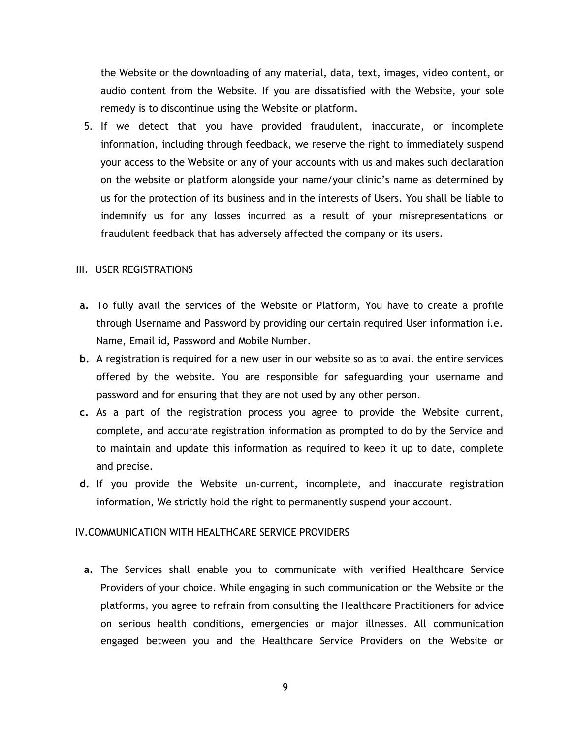the Website or the downloading of any material, data, text, images, video content, or audio content from the Website. If you are dissatisfied with the Website, your sole remedy is to discontinue using the Website or platform.

5. If we detect that you have provided fraudulent, inaccurate, or incomplete information, including through feedback, we reserve the right to immediately suspend your access to the Website or any of your accounts with us and makes such declaration on the website or platform alongside your name/your clinic's name as determined by us for the protection of its business and in the interests of Users. You shall be liable to indemnify us for any losses incurred as a result of your misrepresentations or fraudulent feedback that has adversely affected the company or its users.

## III. USER REGISTRATIONS

**a.** To fully avail the services of the Website or Platform, You have to create a profile through Username and Password by providing our certain required User information i.e. Name, Email id, Password and Mobile Number.

**b.** A registration is required for a new user in our website so as to avail the entire services offered by the website. You are responsible for safeguarding your username and password and for ensuring that they are not used by any other person.

**c.** As a part of the registration process you agree to provide the Website current, complete, and accurate registration information as prompted to do by the Service and to maintain and update this information as required to keep it up to date, complete and precise.

**d.** If you provide the Website un-current, incomplete, and inaccurate registration information, We strictly hold the right to permanently suspend your account.

## IV. COMMUNICATION WITH HEALTHCARE SERVICE PROVIDERS

**a.** The Services shall enable you to communicate with verified Healthcare Service Providers of your choice. While engaging in such communication on the Website or the platforms, you agree to refrain from consulting the Healthcare Practitioners for advice on serious health conditions, emergencies or major illnesses. All communication engaged between you and the Healthcare Service Providers on the Website or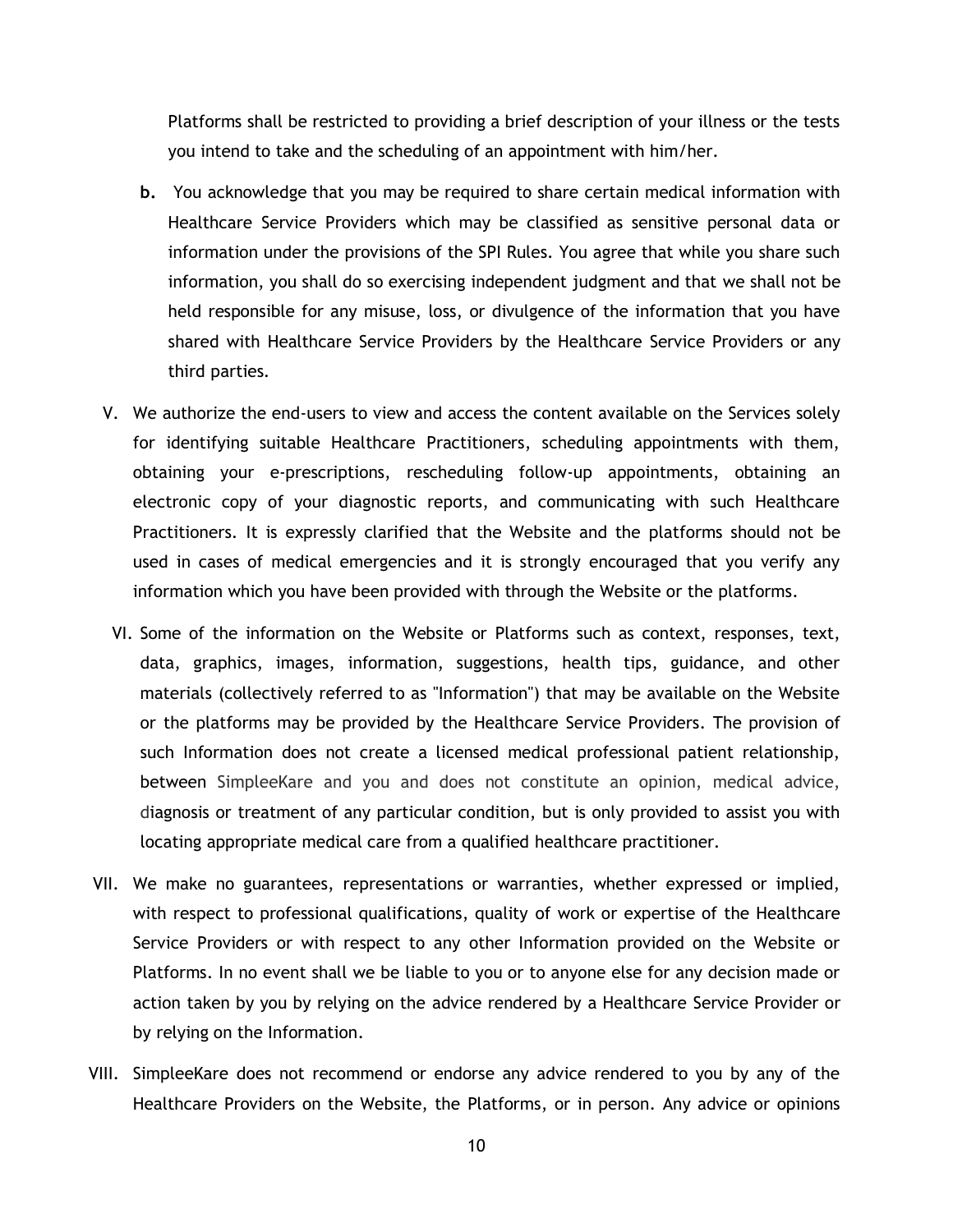Platforms shall be restricted to providing a brief description of your illness or the tests you intend to take and the scheduling of an appointment with him/her.

**b.** You acknowledge that you may be required to share certain medical information with Healthcare Service Providers which may be classified as sensitive personal data or information under the provisions of the SPI Rules. You agree that while you share such information, you shall do so exercising independent judgment and that we shall not be held responsible for any misuse, loss, or divulgence of the information that you have shared with Healthcare Service Providers by the Healthcare Service Providers or any third parties.

V. We authorize the end-users to view and access the content available on the Services solely for identifying suitable Healthcare Practitioners, scheduling appointments with them, obtaining your e-prescriptions, rescheduling follow-up appointments, obtaining an electronic copy of your diagnostic reports, and communicating with such Healthcare Practitioners. It is expressly clarified that the Website and the platforms should not be used in cases of medical emergencies and it is strongly encouraged that you verify any information which you have been provided with through the Website or the platforms.

VI. Some of the information on the Website or Platforms such as context, responses, text, data, graphics, images, information, suggestions, health tips, guidance, and other materials (collectively referred to as "Information") that may be available on the Website or the platforms may be provided by the Healthcare Service Providers. The provision of such Information does not create a licensed medical professional patient relationship, between SimpleeKare and you and does not constitute an opinion, medical advice, diagnosis or treatment of any particular condition, but is only provided to assist you with locating appropriate medical care from a qualified healthcare practitioner.

VII. We make no guarantees, representations or warranties, whether expressed or implied, with respect to professional qualifications, quality of work or expertise of the Healthcare Service Providers or with respect to any other Information provided on the Website or Platforms. In no event shall we be liable to you or to anyone else for any decision made or action taken by you by relying on the advice rendered by a Healthcare Service Provider or by relying on the Information.

VIII. SimpleeKare does not recommend or endorse any advice rendered to you by any of the Healthcare Providers on the Website, the Platforms, or in person. Any advice or opinions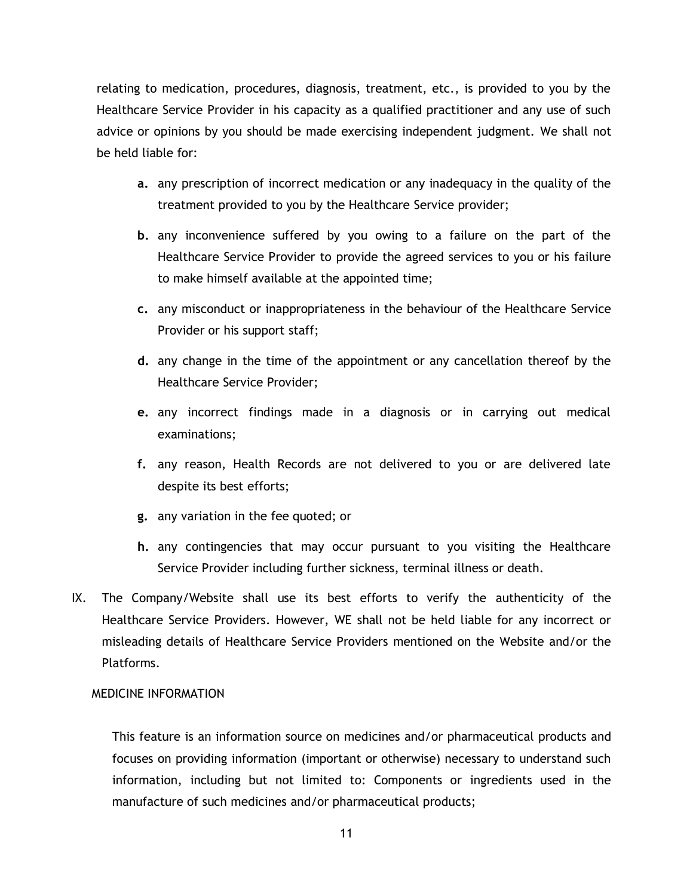relating to medication, procedures, diagnosis, treatment, etc., is provided to you by the Healthcare Service Provider in his capacity as a qualified practitioner and any use of such advice or opinions by you should be made exercising independent judgment. We shall not be held liable for:

- **a.** any prescription of incorrect medication or any inadequacy in the quality of the treatment provided to you by the Healthcare Service provider;
- **b.** any inconvenience suffered by you owing to a failure on the part of the Healthcare Service Provider to provide the agreed services to you or his failure to make himself available at the appointed time;
- **c.** any misconduct or inappropriateness in the behaviour of the Healthcare Service Provider or his support staff;
- **d.** any change in the time of the appointment or any cancellation thereof by the Healthcare Service Provider;
- **e.** any incorrect findings made in a diagnosis or in carrying out medical examinations;
- **f.** any reason, Health Records are not delivered to you or are delivered late despite its best efforts;
- **g.** any variation in the fee quoted; or
- **h.** any contingencies that may occur pursuant to you visiting the Healthcare Service Provider including further sickness, terminal illness or death.

IX. The Company/Website shall use its best efforts to verify the authenticity of the Healthcare Service Providers. However, WE shall not be held liable for any incorrect or misleading details of Healthcare Service Providers mentioned on the Website and/or the Platforms.

MEDICINE INFORMATION

This feature is an information source on medicines and/or pharmaceutical products and focuses on providing information (important or otherwise) necessary to understand such information, including but not limited to: Components or ingredients used in the manufacture of such medicines and/or pharmaceutical products;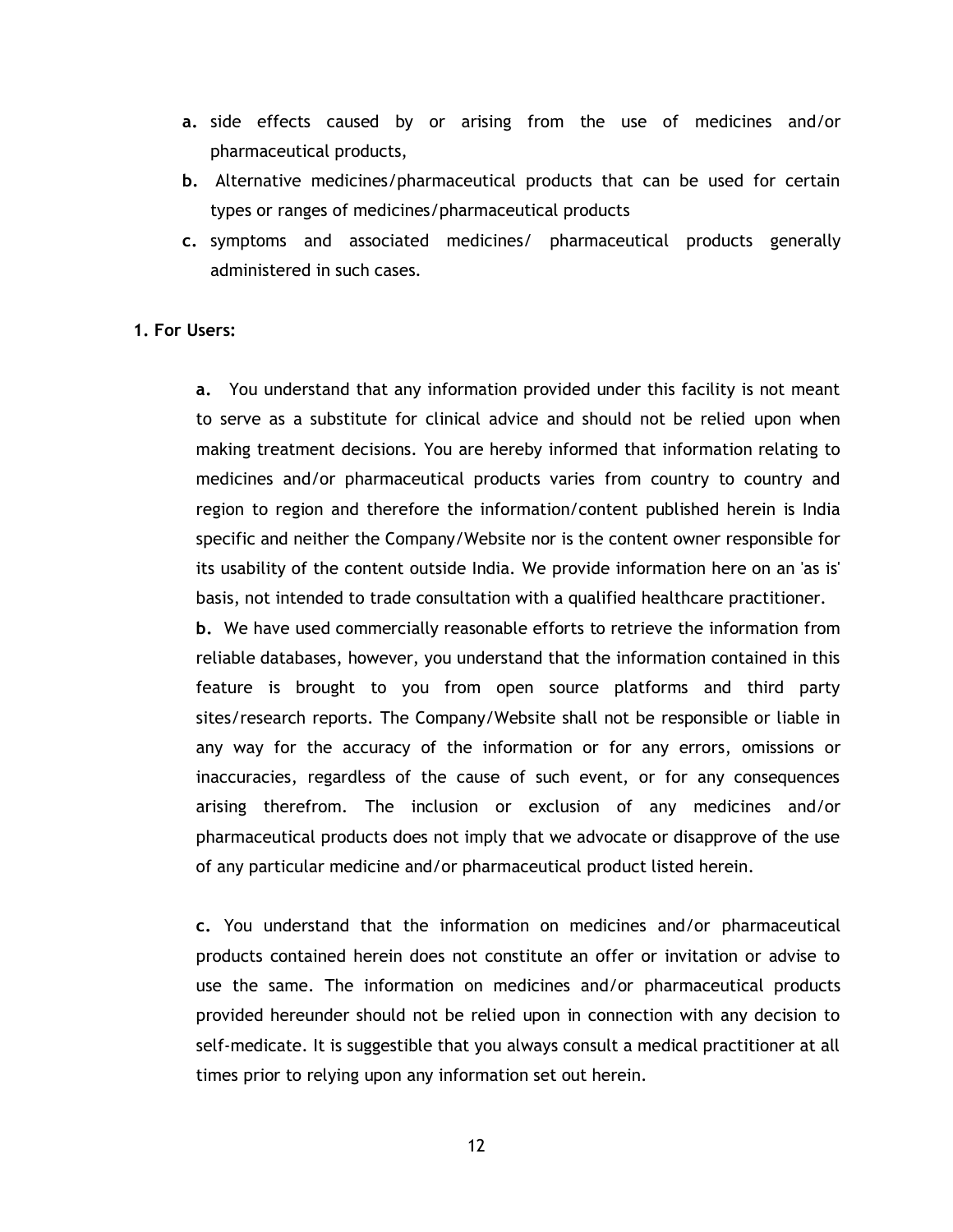a. side effects caused by or arising from the use of medicines and/or pharmaceutical products,
b. Alternative medicines/pharmaceutical products that can be used for certain types or ranges of medicines/pharmaceutical products
c. symptoms and associated medicines/ pharmaceutical products generally administered in such cases.

**1. For Users:**

**a.** You understand that any information provided under this facility is not meant to serve as a substitute for clinical advice and should not be relied upon when making treatment decisions. You are hereby informed that information relating to medicines and/or pharmaceutical products varies from country to country and region to region and therefore the information/content published herein is India specific and neither the Company/Website nor is the content owner responsible for its usability of the content outside India. We provide information here on an 'as is' basis, not intended to trade consultation with a qualified healthcare practitioner.

**b.** We have used commercially reasonable efforts to retrieve the information from reliable databases, however, you understand that the information contained in this feature is brought to you from open source platforms and third party sites/research reports. The Company/Website shall not be responsible or liable in any way for the accuracy of the information or for any errors, omissions or inaccuracies, regardless of the cause of such event, or for any consequences arising therefrom. The inclusion or exclusion of any medicines and/or pharmaceutical products does not imply that we advocate or disapprove of the use of any particular medicine and/or pharmaceutical product listed herein.

**c.** You understand that the information on medicines and/or pharmaceutical products contained herein does not constitute an offer or invitation or advise to use the same. The information on medicines and/or pharmaceutical products provided hereunder should not be relied upon in connection with any decision to self-medicate. It is suggestible that you always consult a medical practitioner at all times prior to relying upon any information set out herein.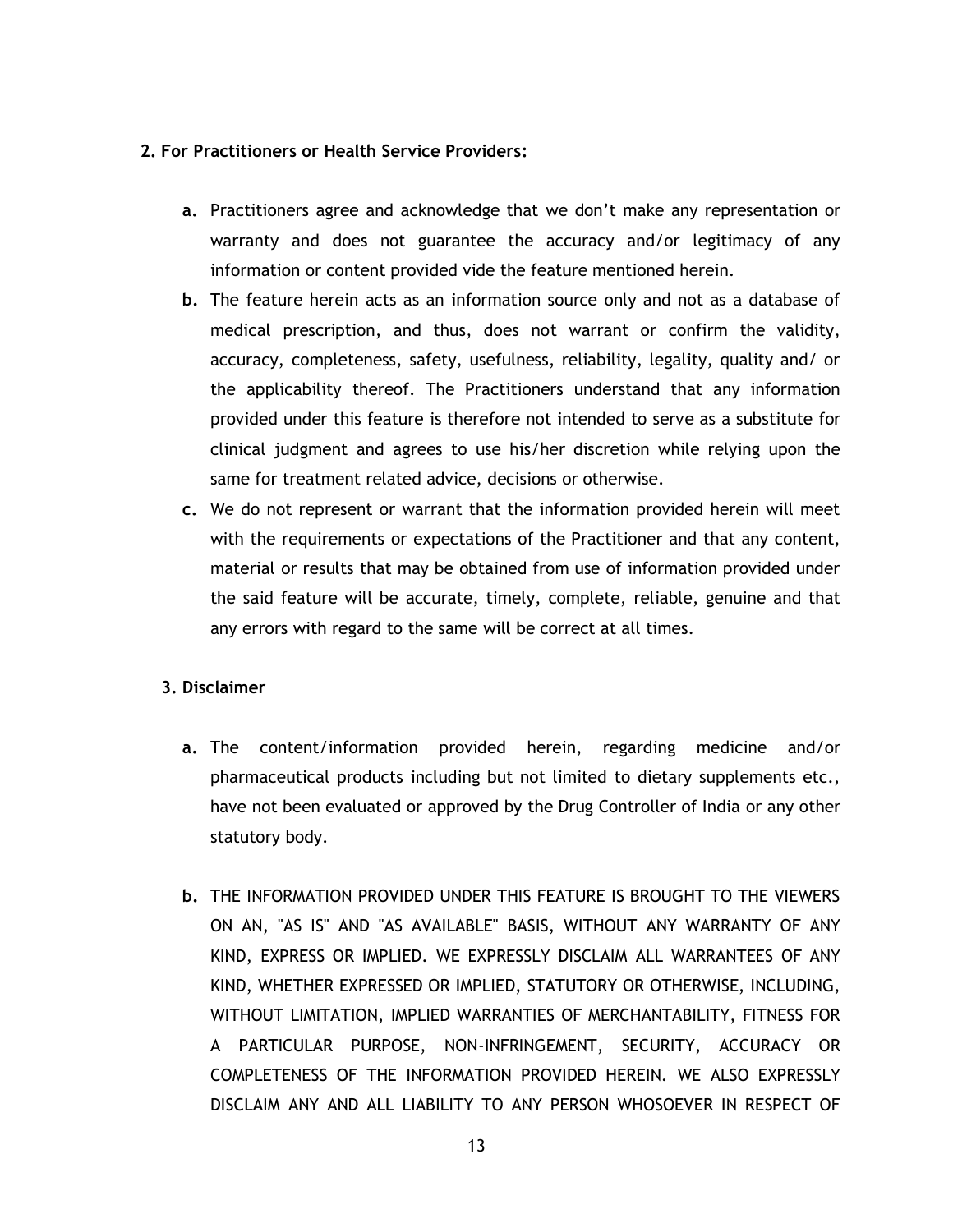**2. For Practitioners or Health Service Providers:**

- **a.** Practitioners agree and acknowledge that we don't make any representation or warranty and does not guarantee the accuracy and/or legitimacy of any information or content provided vide the feature mentioned herein.
- **b.** The feature herein acts as an information source only and not as a database of medical prescription, and thus, does not warrant or confirm the validity, accuracy, completeness, safety, usefulness, reliability, legality, quality and/ or the applicability thereof. The Practitioners understand that any information provided under this feature is therefore not intended to serve as a substitute for clinical judgment and agrees to use his/her discretion while relying upon the same for treatment related advice, decisions or otherwise.
- **c.** We do not represent or warrant that the information provided herein will meet with the requirements or expectations of the Practitioner and that any content, material or results that may be obtained from use of information provided under the said feature will be accurate, timely, complete, reliable, genuine and that any errors with regard to the same will be correct at all times.

**3. Disclaimer**

- **a.** The content/information provided herein, regarding medicine and/or pharmaceutical products including but not limited to dietary supplements etc., have not been evaluated or approved by the Drug Controller of India or any other statutory body.

- **b.** THE INFORMATION PROVIDED UNDER THIS FEATURE IS BROUGHT TO THE VIEWERS ON AN, "AS IS" AND "AS AVAILABLE" BASIS, WITHOUT ANY WARRANTY OF ANY KIND, EXPRESS OR IMPLIED. WE EXPRESSLY DISCLAIM ALL WARRANTEES OF ANY KIND, WHETHER EXPRESSED OR IMPLIED, STATUTORY OR OTHERWISE, INCLUDING, WITHOUT LIMITATION, IMPLIED WARRANTIES OF MERCHANTABILITY, FITNESS FOR A PARTICULAR PURPOSE, NON-INFRINGEMENT, SECURITY, ACCURACY OR COMPLETENESS OF THE INFORMATION PROVIDED HEREIN. WE ALSO EXPRESSLY DISCLAIM ANY AND ALL LIABILITY TO ANY PERSON WHOSOEVER IN RESPECT OF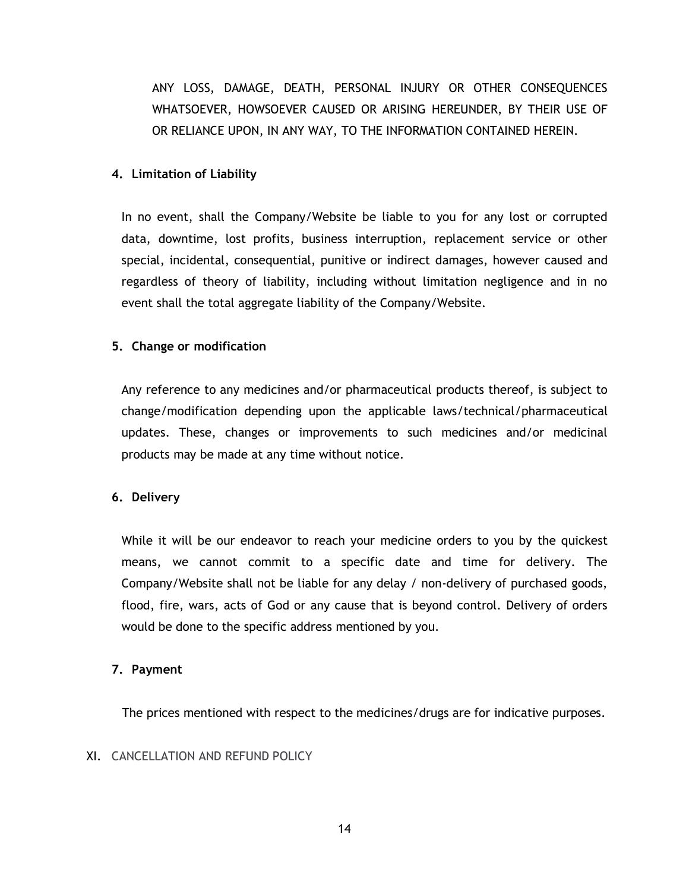ANY LOSS, DAMAGE, DEATH, PERSONAL INJURY OR OTHER CONSEQUENCES WHATSOEVER, HOWSOEVER CAUSED OR ARISING HEREUNDER, BY THEIR USE OF OR RELIANCE UPON, IN ANY WAY, TO THE INFORMATION CONTAINED HEREIN.

4. **Limitation of Liability**

In no event, shall the Company/Website be liable to you for any lost or corrupted data, downtime, lost profits, business interruption, replacement service or other special, incidental, consequential, punitive or indirect damages, however caused and regardless of theory of liability, including without limitation negligence and in no event shall the total aggregate liability of the Company/Website.

5. **Change or modification**

Any reference to any medicines and/or pharmaceutical products thereof, is subject to change/modification depending upon the applicable laws/technical/pharmaceutical updates. These, changes or improvements to such medicines and/or medicinal products may be made at any time without notice.

6. **Delivery**

While it will be our endeavor to reach your medicine orders to you by the quickest means, we cannot commit to a specific date and time for delivery. The Company/Website shall not be liable for any delay / non-delivery of purchased goods, flood, fire, wars, acts of God or any cause that is beyond control. Delivery of orders would be done to the specific address mentioned by you.

7. **Payment**

The prices mentioned with respect to the medicines/drugs are for indicative purposes.

XI. CANCELLATION AND REFUND POLICY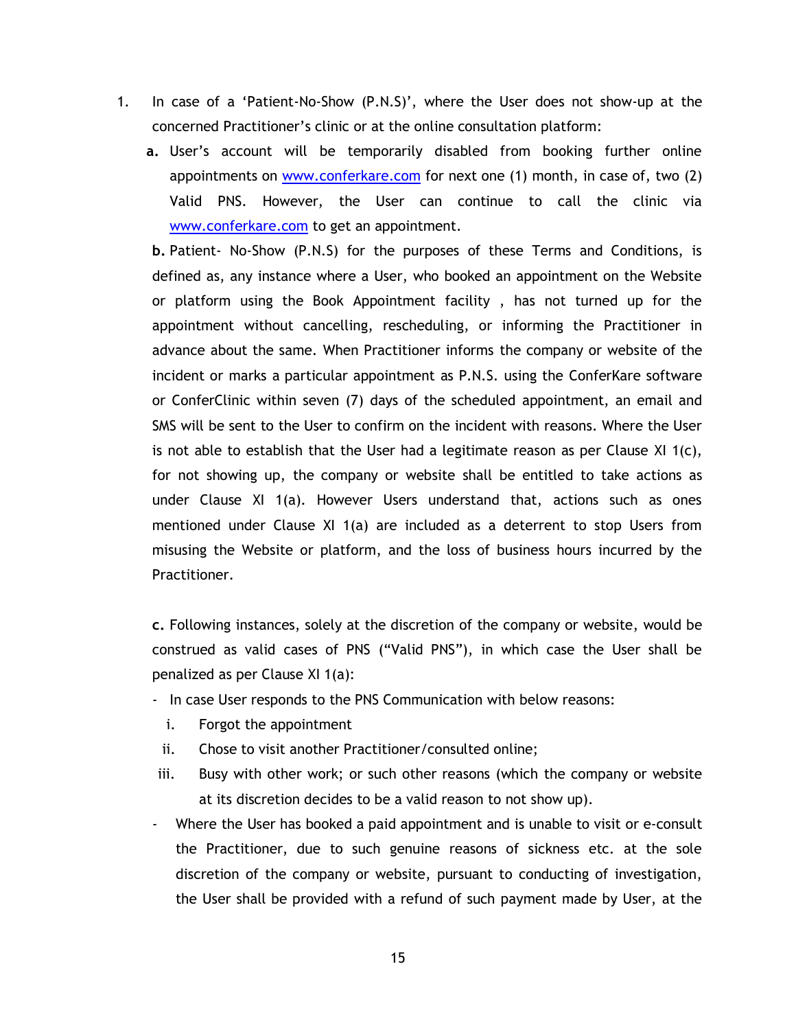1. In case of a 'Patient-No-Show (P.N.S)', where the User does not show-up at the concerned Practitioner's clinic or at the online consultation platform:

   **a.** User's account will be temporarily disabled from booking further online appointments on [www.conferkare.com](www.conferkare.com) for next one (1) month, in case of, two (2) Valid PNS. However, the User can continue to call the clinic via [www.conferkare.com](www.conferkare.com) to get an appointment.

   **b.** Patient- No-Show (P.N.S) for the purposes of these Terms and Conditions, is defined as, any instance where a User, who booked an appointment on the Website or platform using the Book Appointment facility , has not turned up for the appointment without cancelling, rescheduling, or informing the Practitioner in advance about the same. When Practitioner informs the company or website of the incident or marks a particular appointment as P.N.S. using the ConferKare software or ConferClinic within seven (7) days of the scheduled appointment, an email and SMS will be sent to the User to confirm on the incident with reasons. Where the User is not able to establish that the User had a legitimate reason as per Clause XI 1(c), for not showing up, the company or website shall be entitled to take actions as under Clause XI 1(a). However Users understand that, actions such as ones mentioned under Clause XI 1(a) are included as a deterrent to stop Users from misusing the Website or platform, and the loss of business hours incurred by the Practitioner.

   **c.** Following instances, solely at the discretion of the company or website, would be construed as valid cases of PNS ("Valid PNS"), in which case the User shall be penalized as per Clause XI 1(a):

   - In case User responds to the PNS Communication with below reasons:
     i. Forgot the appointment
     ii. Chose to visit another Practitioner/consulted online;
     iii. Busy with other work; or such other reasons (which the company or website at its discretion decides to be a valid reason to not show up).
   - Where the User has booked a paid appointment and is unable to visit or e-consult the Practitioner, due to such genuine reasons of sickness etc. at the sole discretion of the company or website, pursuant to conducting of investigation, the User shall be provided with a refund of such payment made by User, at the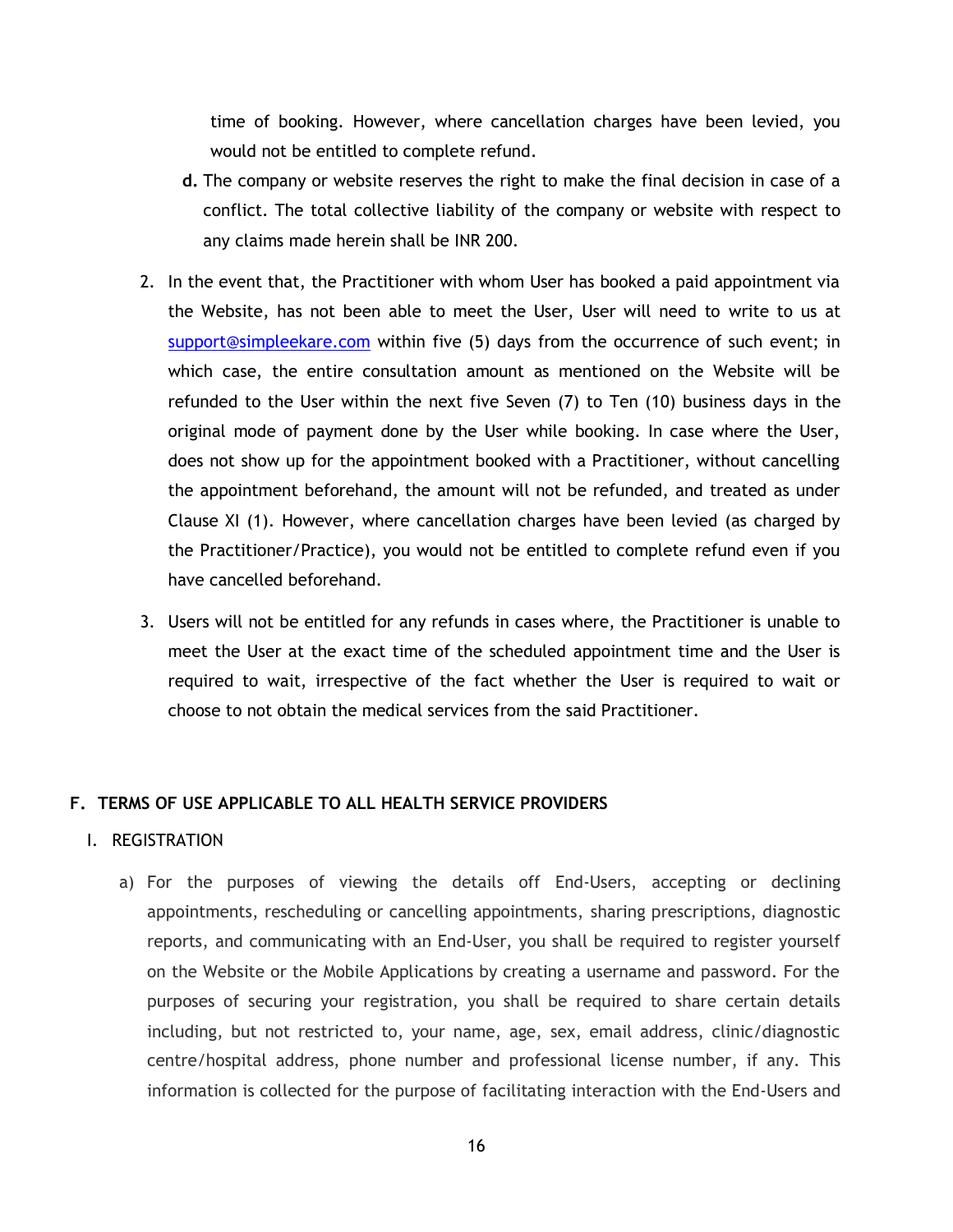time of booking. However, where cancellation charges have been levied, you would not be entitled to complete refund.

**d.** The company or website reserves the right to make the final decision in case of a conflict. The total collective liability of the company or website with respect to any claims made herein shall be INR 200.

2. In the event that, the Practitioner with whom User has booked a paid appointment via the Website, has not been able to meet the User, User will need to write to us at support@simpleekare.com within five (5) days from the occurrence of such event; in which case, the entire consultation amount as mentioned on the Website will be refunded to the User within the next five Seven (7) to Ten (10) business days in the original mode of payment done by the User while booking. In case where the User, does not show up for the appointment booked with a Practitioner, without cancelling the appointment beforehand, the amount will not be refunded, and treated as under Clause XI (1). However, where cancellation charges have been levied (as charged by the Practitioner/Practice), you would not be entitled to complete refund even if you have cancelled beforehand.

3. Users will not be entitled for any refunds in cases where, the Practitioner is unable to meet the User at the exact time of the scheduled appointment time and the User is required to wait, irrespective of the fact whether the User is required to wait or choose to not obtain the medical services from the said Practitioner.

## F. TERMS OF USE APPLICABLE TO ALL HEALTH SERVICE PROVIDERS

### I. REGISTRATION

a) For the purposes of viewing the details off End-Users, accepting or declining appointments, rescheduling or cancelling appointments, sharing prescriptions, diagnostic reports, and communicating with an End-User, you shall be required to register yourself on the Website or the Mobile Applications by creating a username and password. For the purposes of securing your registration, you shall be required to share certain details including, but not restricted to, your name, age, sex, email address, clinic/diagnostic centre/hospital address, phone number and professional license number, if any. This information is collected for the purpose of facilitating interaction with the End-Users and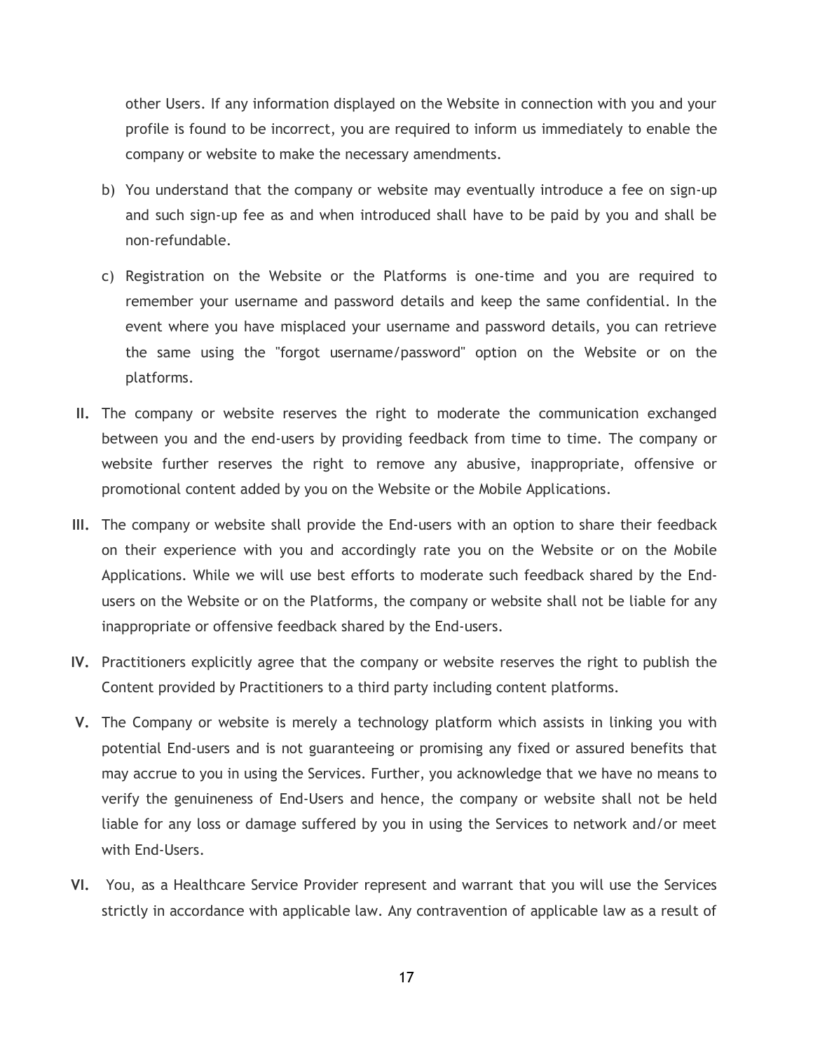other Users. If any information displayed on the Website in connection with you and your profile is found to be incorrect, you are required to inform us immediately to enable the company or website to make the necessary amendments.

b) You understand that the company or website may eventually introduce a fee on sign-up and such sign-up fee as and when introduced shall have to be paid by you and shall be non-refundable.

c) Registration on the Website or the Platforms is one-time and you are required to remember your username and password details and keep the same confidential. In the event where you have misplaced your username and password details, you can retrieve the same using the "forgot username/password" option on the Website or on the platforms.

**II.** The company or website reserves the right to moderate the communication exchanged between you and the end-users by providing feedback from time to time. The company or website further reserves the right to remove any abusive, inappropriate, offensive or promotional content added by you on the Website or the Mobile Applications.

**III.** The company or website shall provide the End-users with an option to share their feedback on their experience with you and accordingly rate you on the Website or on the Mobile Applications. While we will use best efforts to moderate such feedback shared by the End-users on the Website or on the Platforms, the company or website shall not be liable for any inappropriate or offensive feedback shared by the End-users.

**IV.** Practitioners explicitly agree that the company or website reserves the right to publish the Content provided by Practitioners to a third party including content platforms.

**V.** The Company or website is merely a technology platform which assists in linking you with potential End-users and is not guaranteeing or promising any fixed or assured benefits that may accrue to you in using the Services. Further, you acknowledge that we have no means to verify the genuineness of End-Users and hence, the company or website shall not be held liable for any loss or damage suffered by you in using the Services to network and/or meet with End-Users.

**VI.** You, as a Healthcare Service Provider represent and warrant that you will use the Services strictly in accordance with applicable law. Any contravention of applicable law as a result of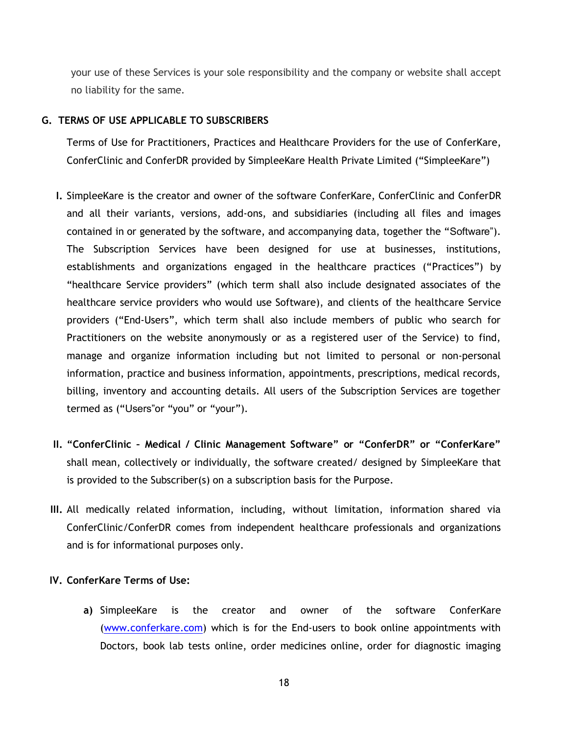your use of these Services is your sole responsibility and the company or website shall accept no liability for the same.

## G. TERMS OF USE APPLICABLE TO SUBSCRIBERS

Terms of Use for Practitioners, Practices and Healthcare Providers for the use of ConferKare, ConferClinic and ConferDR provided by SimpleeKare Health Private Limited ("SimpleeKare")

I. SimpleeKare is the creator and owner of the software ConferKare, ConferClinic and ConferDR and all their variants, versions, add-ons, and subsidiaries (including all files and images contained in or generated by the software, and accompanying data, together the "Software"). The Subscription Services have been designed for use at businesses, institutions, establishments and organizations engaged in the healthcare practices ("Practices") by "healthcare Service providers" (which term shall also include designated associates of the healthcare service providers who would use Software), and clients of the healthcare Service providers ("End-Users", which term shall also include members of public who search for Practitioners on the website anonymously or as a registered user of the Service) to find, manage and organize information including but not limited to personal or non-personal information, practice and business information, appointments, prescriptions, medical records, billing, inventory and accounting details. All users of the Subscription Services are together termed as ("Users"or "you" or "your").

II. **"ConferClinic – Medical / Clinic Management Software" or "ConferDR" or "ConferKare"** shall mean, collectively or individually, the software created/ designed by SimpleeKare that is provided to the Subscriber(s) on a subscription basis for the Purpose.

III. All medically related information, including, without limitation, information shared via ConferClinic/ConferDR comes from independent healthcare professionals and organizations and is for informational purposes only.

IV. **ConferKare Terms of Use:**

   **a)** SimpleeKare is the creator and owner of the software ConferKare ([www.conferkare.com](http://www.conferkare.com)) which is for the End-users to book online appointments with Doctors, book lab tests online, order medicines online, order for diagnostic imaging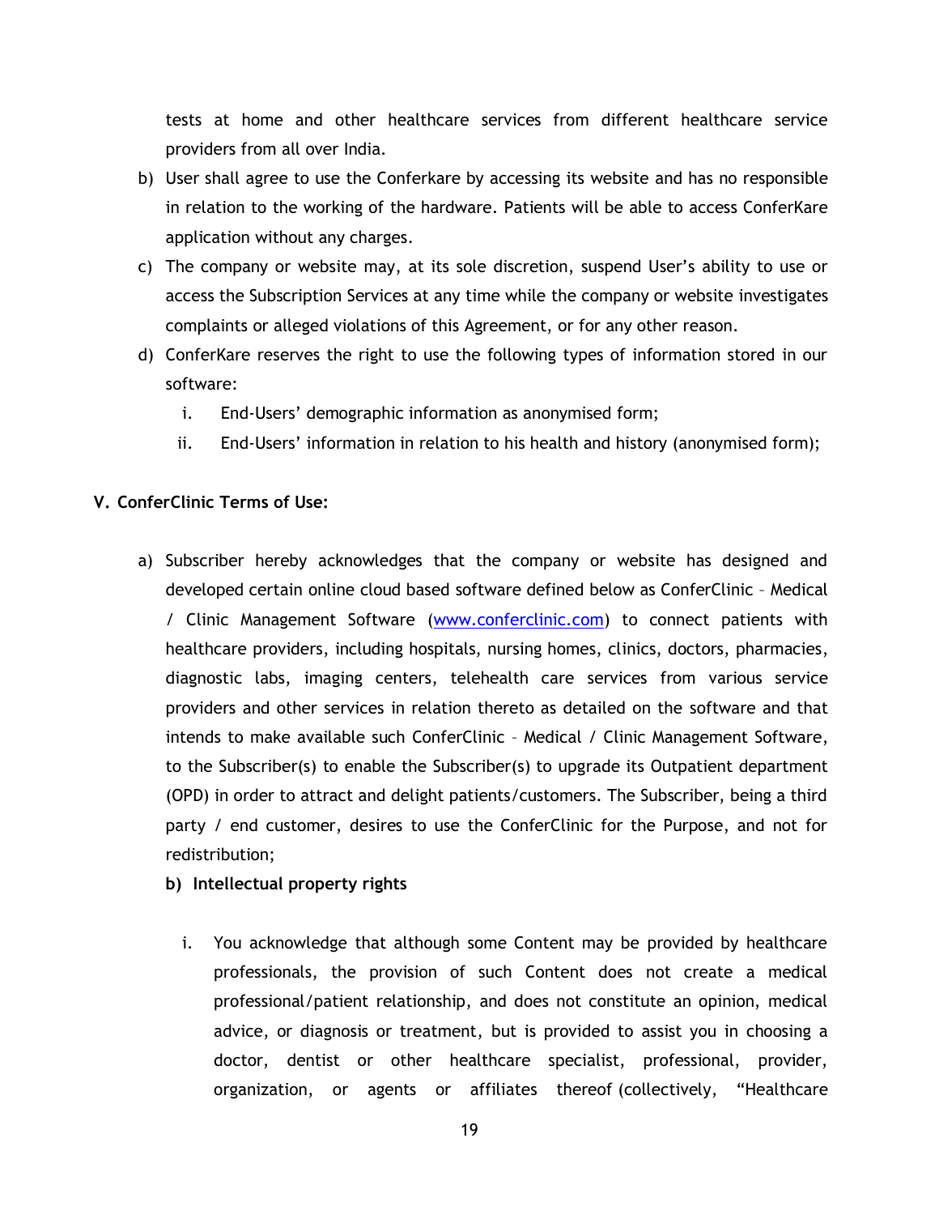tests at home and other healthcare services from different healthcare service providers from all over India.

b) User shall agree to use the Conferkare by accessing its website and has no responsible in relation to the working of the hardware. Patients will be able to access ConferKare application without any charges.

c) The company or website may, at its sole discretion, suspend User's ability to use or access the Subscription Services at any time while the company or website investigates complaints or alleged violations of this Agreement, or for any other reason.

d) ConferKare reserves the right to use the following types of information stored in our software:

   i. End-Users' demographic information as anonymised form;

   ii. End-Users' information in relation to his health and history (anonymised form);

**V. ConferClinic Terms of Use:**

a) Subscriber hereby acknowledges that the company or website has designed and developed certain online cloud based software defined below as ConferClinic – Medical / Clinic Management Software (www.conferclinic.com) to connect patients with healthcare providers, including hospitals, nursing homes, clinics, doctors, pharmacies, diagnostic labs, imaging centers, telehealth care services from various service providers and other services in relation thereto as detailed on the software and that intends to make available such ConferClinic – Medical / Clinic Management Software, to the Subscriber(s) to enable the Subscriber(s) to upgrade its Outpatient department (OPD) in order to attract and delight patients/customers. The Subscriber, being a third party / end customer, desires to use the ConferClinic for the Purpose, and not for redistribution;

**b) Intellectual property rights**

   i. You acknowledge that although some Content may be provided by healthcare professionals, the provision of such Content does not create a medical professional/patient relationship, and does not constitute an opinion, medical advice, or diagnosis or treatment, but is provided to assist you in choosing a doctor, dentist or other healthcare specialist, professional, provider, organization, or agents or affiliates thereof (collectively, "Healthcare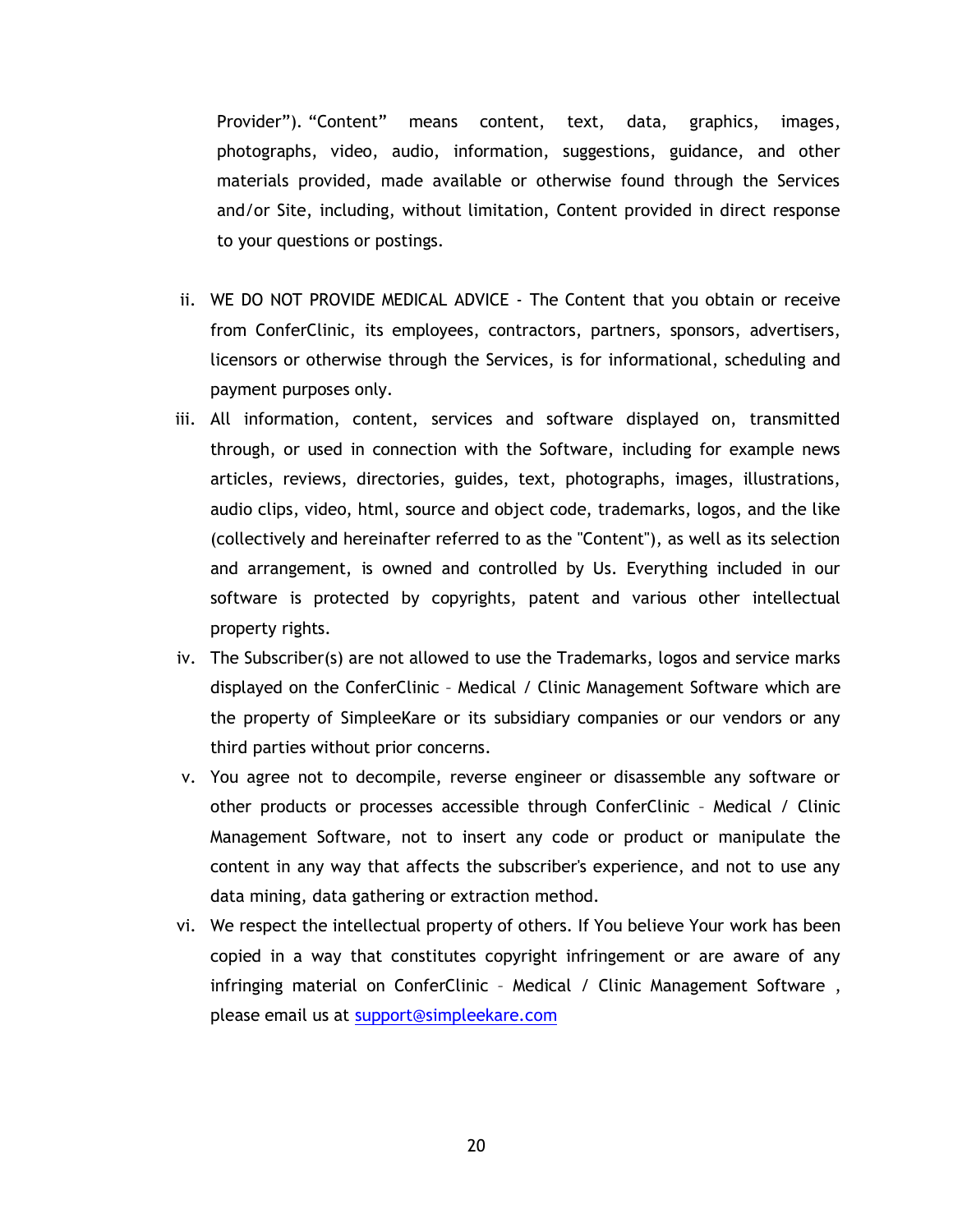Provider"). "Content" means content, text, data, graphics, images, photographs, video, audio, information, suggestions, guidance, and other materials provided, made available or otherwise found through the Services and/or Site, including, without limitation, Content provided in direct response to your questions or postings.

ii. WE DO NOT PROVIDE MEDICAL ADVICE - The Content that you obtain or receive from ConferClinic, its employees, contractors, partners, sponsors, advertisers, licensors or otherwise through the Services, is for informational, scheduling and payment purposes only.

iii. All information, content, services and software displayed on, transmitted through, or used in connection with the Software, including for example news articles, reviews, directories, guides, text, photographs, images, illustrations, audio clips, video, html, source and object code, trademarks, logos, and the like (collectively and hereinafter referred to as the "Content"), as well as its selection and arrangement, is owned and controlled by Us. Everything included in our software is protected by copyrights, patent and various other intellectual property rights.

iv. The Subscriber(s) are not allowed to use the Trademarks, logos and service marks displayed on the ConferClinic – Medical / Clinic Management Software which are the property of SimpleeKare or its subsidiary companies or our vendors or any third parties without prior concerns.

v. You agree not to decompile, reverse engineer or disassemble any software or other products or processes accessible through ConferClinic – Medical / Clinic Management Software, not to insert any code or product or manipulate the content in any way that affects the subscriber's experience, and not to use any data mining, data gathering or extraction method.

vi. We respect the intellectual property of others. If You believe Your work has been copied in a way that constitutes copyright infringement or are aware of any infringing material on ConferClinic – Medical / Clinic Management Software , please email us at [support@simpleekare.com](mailto:support@simpleekare.com)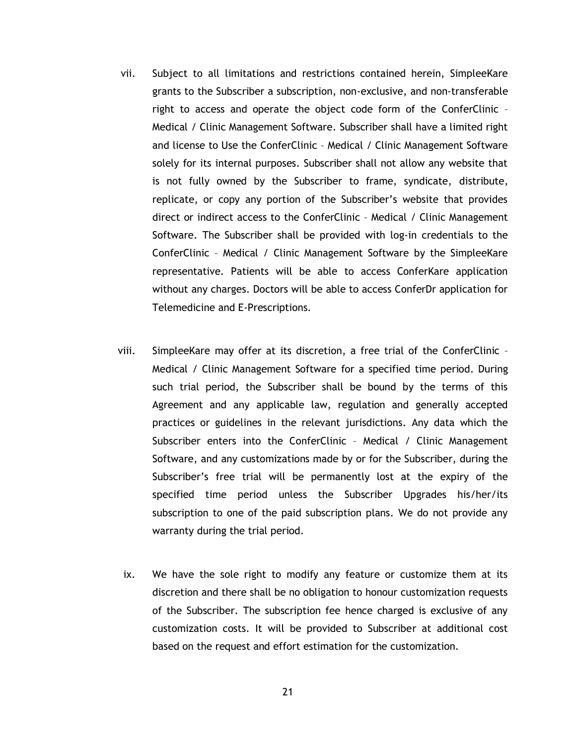vii. Subject to all limitations and restrictions contained herein, SimpleeKare grants to the Subscriber a subscription, non-exclusive, and non-transferable right to access and operate the object code form of the ConferClinic – Medical / Clinic Management Software. Subscriber shall have a limited right and license to Use the ConferClinic – Medical / Clinic Management Software solely for its internal purposes. Subscriber shall not allow any website that is not fully owned by the Subscriber to frame, syndicate, distribute, replicate, or copy any portion of the Subscriber's website that provides direct or indirect access to the ConferClinic – Medical / Clinic Management Software. The Subscriber shall be provided with log-in credentials to the ConferClinic – Medical / Clinic Management Software by the SimpleeKare representative. Patients will be able to access ConferKare application without any charges. Doctors will be able to access ConferDr application for Telemedicine and E-Prescriptions.

viii. SimpleeKare may offer at its discretion, a free trial of the ConferClinic – Medical / Clinic Management Software for a specified time period. During such trial period, the Subscriber shall be bound by the terms of this Agreement and any applicable law, regulation and generally accepted practices or guidelines in the relevant jurisdictions. Any data which the Subscriber enters into the ConferClinic – Medical / Clinic Management Software, and any customizations made by or for the Subscriber, during the Subscriber's free trial will be permanently lost at the expiry of the specified time period unless the Subscriber Upgrades his/her/its subscription to one of the paid subscription plans. We do not provide any warranty during the trial period.

ix. We have the sole right to modify any feature or customize them at its discretion and there shall be no obligation to honour customization requests of the Subscriber. The subscription fee hence charged is exclusive of any customization costs. It will be provided to Subscriber at additional cost based on the request and effort estimation for the customization.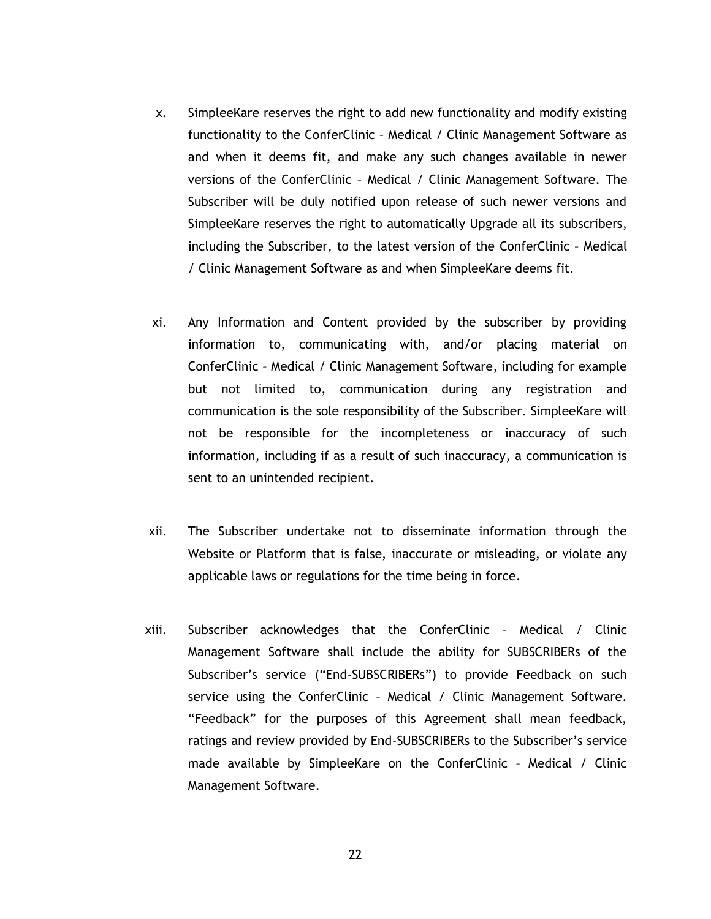x. SimpleeKare reserves the right to add new functionality and modify existing functionality to the ConferClinic – Medical / Clinic Management Software as and when it deems fit, and make any such changes available in newer versions of the ConferClinic – Medical / Clinic Management Software. The Subscriber will be duly notified upon release of such newer versions and SimpleeKare reserves the right to automatically Upgrade all its subscribers, including the Subscriber, to the latest version of the ConferClinic – Medical / Clinic Management Software as and when SimpleeKare deems fit.

xi. Any Information and Content provided by the subscriber by providing information to, communicating with, and/or placing material on ConferClinic – Medical / Clinic Management Software, including for example but not limited to, communication during any registration and communication is the sole responsibility of the Subscriber. SimpleeKare will not be responsible for the incompleteness or inaccuracy of such information, including if as a result of such inaccuracy, a communication is sent to an unintended recipient.

xii. The Subscriber undertake not to disseminate information through the Website or Platform that is false, inaccurate or misleading, or violate any applicable laws or regulations for the time being in force.

xiii. Subscriber acknowledges that the ConferClinic – Medical / Clinic Management Software shall include the ability for SUBSCRIBERs of the Subscriber's service ("End-SUBSCRIBERs") to provide Feedback on such service using the ConferClinic – Medical / Clinic Management Software. "Feedback" for the purposes of this Agreement shall mean feedback, ratings and review provided by End-SUBSCRIBERs to the Subscriber's service made available by SimpleeKare on the ConferClinic – Medical / Clinic Management Software.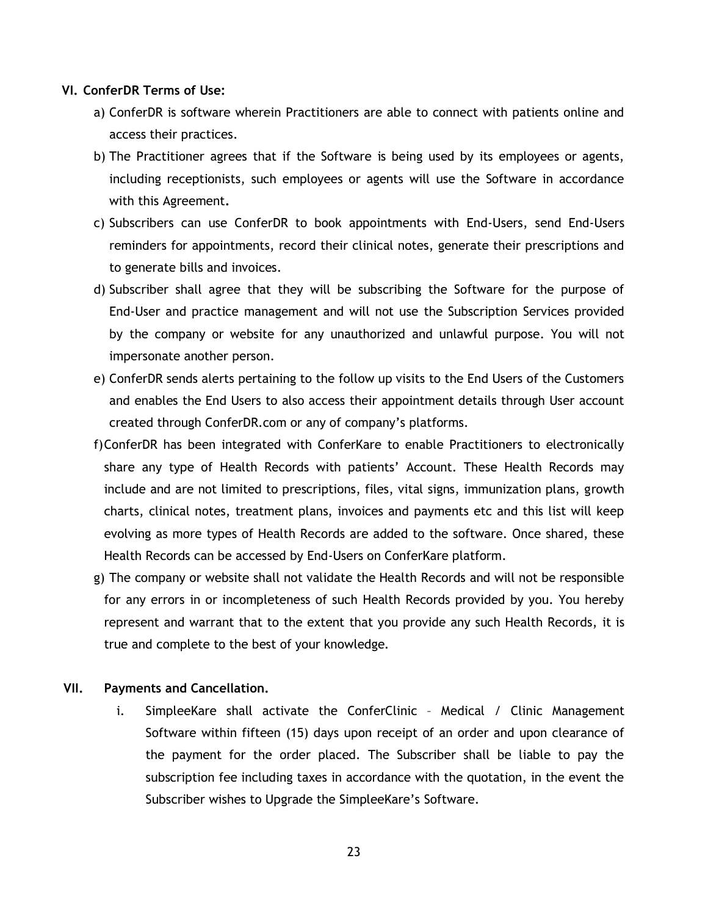**VI. ConferDR Terms of Use:**

a) ConferDR is software wherein Practitioners are able to connect with patients online and access their practices.

b) The Practitioner agrees that if the Software is being used by its employees or agents, including receptionists, such employees or agents will use the Software in accordance with this Agreement**.**

c) Subscribers can use ConferDR to book appointments with End-Users, send End-Users reminders for appointments, record their clinical notes, generate their prescriptions and to generate bills and invoices.

d) Subscriber shall agree that they will be subscribing the Software for the purpose of End-User and practice management and will not use the Subscription Services provided by the company or website for any unauthorized and unlawful purpose. You will not impersonate another person.

e) ConferDR sends alerts pertaining to the follow up visits to the End Users of the Customers and enables the End Users to also access their appointment details through User account created through ConferDR.com or any of company's platforms.

f) ConferDR has been integrated with ConferKare to enable Practitioners to electronically share any type of Health Records with patients' Account. These Health Records may include and are not limited to prescriptions, files, vital signs, immunization plans, growth charts, clinical notes, treatment plans, invoices and payments etc and this list will keep evolving as more types of Health Records are added to the software. Once shared, these Health Records can be accessed by End-Users on ConferKare platform.

g) The company or website shall not validate the Health Records and will not be responsible for any errors in or incompleteness of such Health Records provided by you. You hereby represent and warrant that to the extent that you provide any such Health Records, it is true and complete to the best of your knowledge.

**VII. Payments and Cancellation.**

i. SimpleeKare shall activate the ConferClinic – Medical / Clinic Management Software within fifteen (15) days upon receipt of an order and upon clearance of the payment for the order placed. The Subscriber shall be liable to pay the subscription fee including taxes in accordance with the quotation, in the event the Subscriber wishes to Upgrade the SimpleeKare's Software.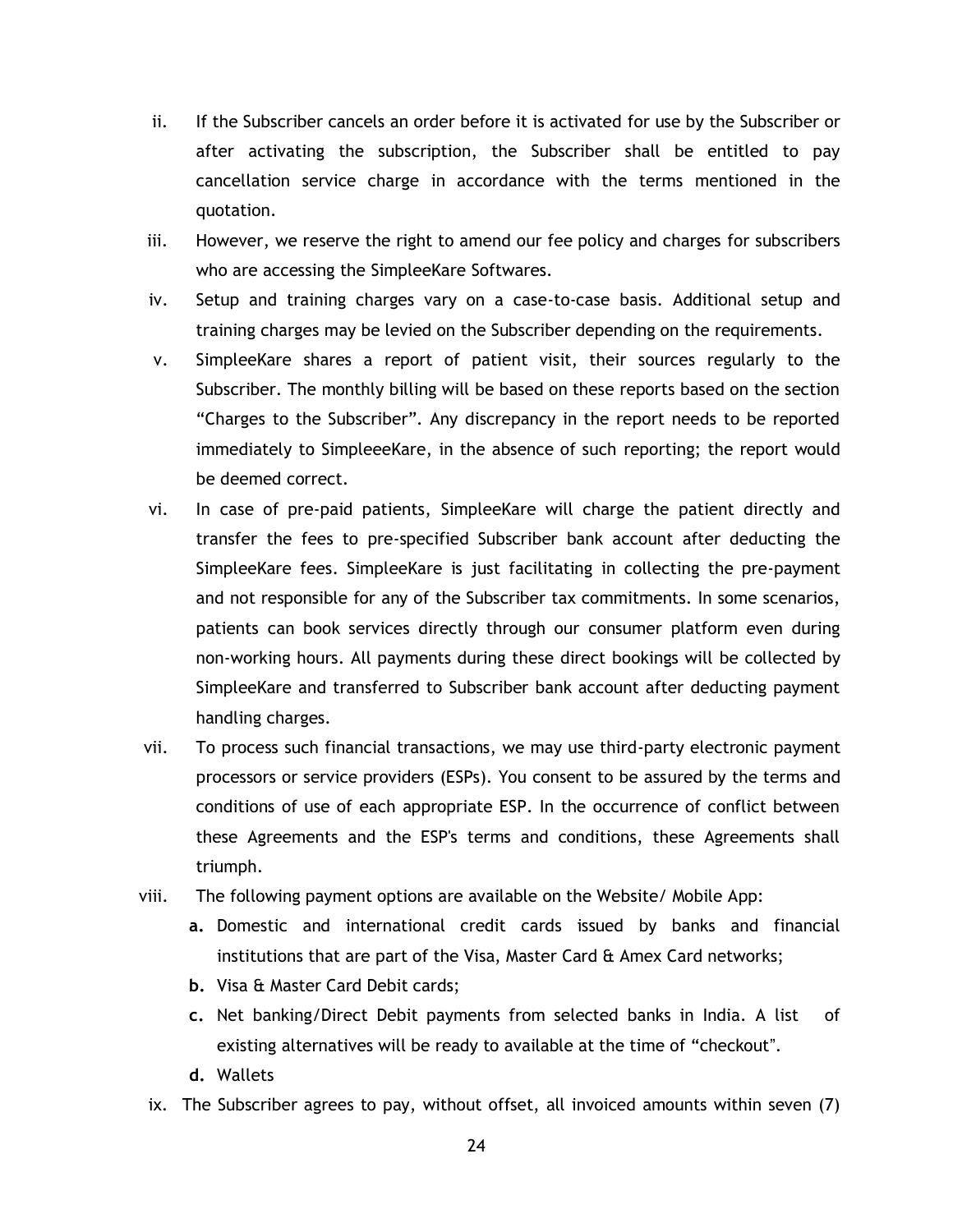ii. If the Subscriber cancels an order before it is activated for use by the Subscriber or after activating the subscription, the Subscriber shall be entitled to pay cancellation service charge in accordance with the terms mentioned in the quotation.

iii. However, we reserve the right to amend our fee policy and charges for subscribers who are accessing the SimpleeKare Softwares.

iv. Setup and training charges vary on a case-to-case basis. Additional setup and training charges may be levied on the Subscriber depending on the requirements.

v. SimpleeKare shares a report of patient visit, their sources regularly to the Subscriber. The monthly billing will be based on these reports based on the section "Charges to the Subscriber". Any discrepancy in the report needs to be reported immediately to SimpleeeKare, in the absence of such reporting; the report would be deemed correct.

vi. In case of pre-paid patients, SimpleeKare will charge the patient directly and transfer the fees to pre-specified Subscriber bank account after deducting the SimpleeKare fees. SimpleeKare is just facilitating in collecting the pre-payment and not responsible for any of the Subscriber tax commitments. In some scenarios, patients can book services directly through our consumer platform even during non-working hours. All payments during these direct bookings will be collected by SimpleeKare and transferred to Subscriber bank account after deducting payment handling charges.

vii. To process such financial transactions, we may use third-party electronic payment processors or service providers (ESPs). You consent to be assured by the terms and conditions of use of each appropriate ESP. In the occurrence of conflict between these Agreements and the ESP's terms and conditions, these Agreements shall triumph.

viii. The following payment options are available on the Website/ Mobile App:

   **a.** Domestic and international credit cards issued by banks and financial institutions that are part of the Visa, Master Card & Amex Card networks;

   **b.** Visa & Master Card Debit cards;

   **c.** Net banking/Direct Debit payments from selected banks in India. A list of existing alternatives will be ready to available at the time of "checkout".

   **d.** Wallets

ix. The Subscriber agrees to pay, without offset, all invoiced amounts within seven (7)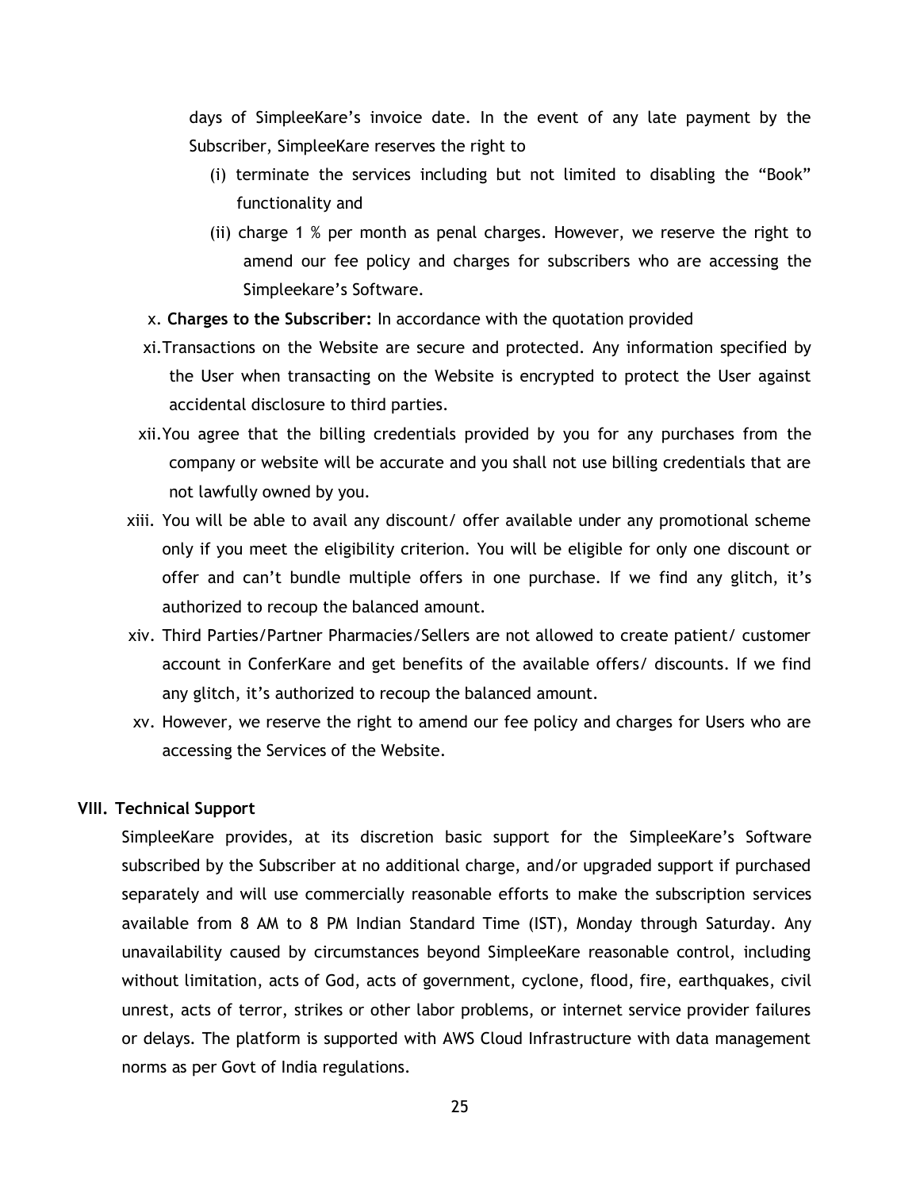days of SimpleeKare's invoice date. In the event of any late payment by the Subscriber, SimpleeKare reserves the right to

(i) terminate the services including but not limited to disabling the "Book" functionality and

(ii) charge 1 % per month as penal charges. However, we reserve the right to amend our fee policy and charges for subscribers who are accessing the Simpleekare's Software.

x. **Charges to the Subscriber:** In accordance with the quotation provided

xi. Transactions on the Website are secure and protected. Any information specified by the User when transacting on the Website is encrypted to protect the User against accidental disclosure to third parties.

xii. You agree that the billing credentials provided by you for any purchases from the company or website will be accurate and you shall not use billing credentials that are not lawfully owned by you.

xiii. You will be able to avail any discount/ offer available under any promotional scheme only if you meet the eligibility criterion. You will be eligible for only one discount or offer and can't bundle multiple offers in one purchase. If we find any glitch, it's authorized to recoup the balanced amount.

xiv. Third Parties/Partner Pharmacies/Sellers are not allowed to create patient/ customer account in ConferKare and get benefits of the available offers/ discounts. If we find any glitch, it's authorized to recoup the balanced amount.

xv. However, we reserve the right to amend our fee policy and charges for Users who are accessing the Services of the Website.

## VIII. Technical Support

SimpleeKare provides, at its discretion basic support for the SimpleeKare's Software subscribed by the Subscriber at no additional charge, and/or upgraded support if purchased separately and will use commercially reasonable efforts to make the subscription services available from 8 AM to 8 PM Indian Standard Time (IST), Monday through Saturday. Any unavailability caused by circumstances beyond SimpleeKare reasonable control, including without limitation, acts of God, acts of government, cyclone, flood, fire, earthquakes, civil unrest, acts of terror, strikes or other labor problems, or internet service provider failures or delays. The platform is supported with AWS Cloud Infrastructure with data management norms as per Govt of India regulations.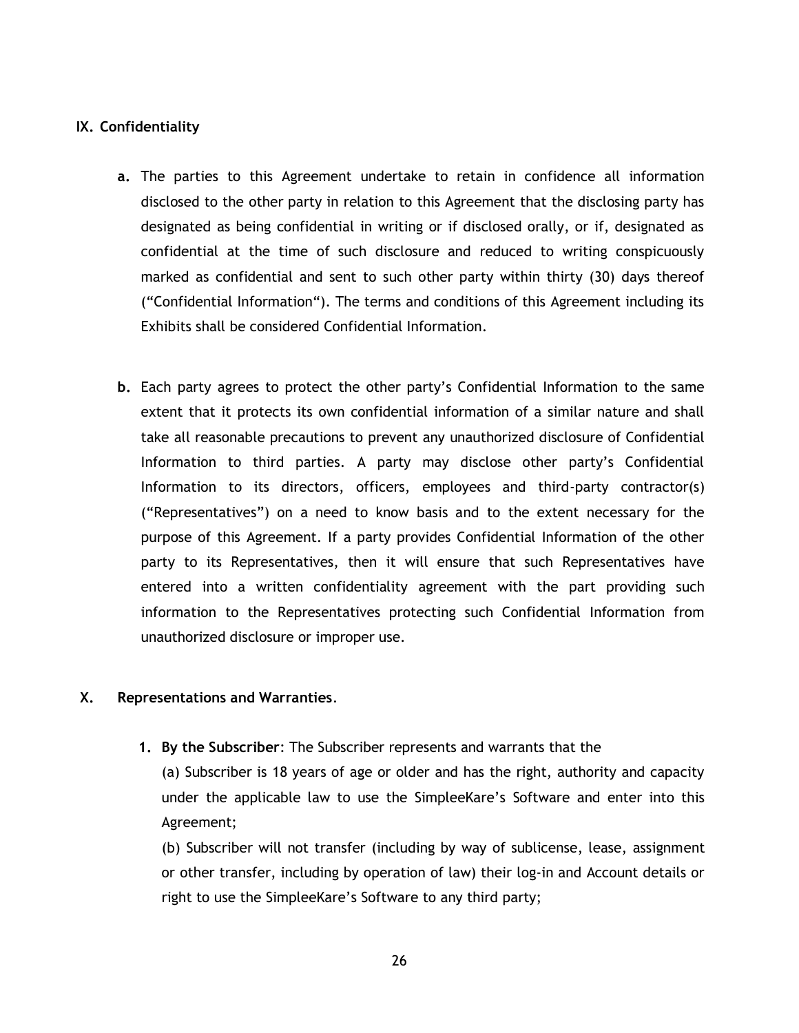## IX. Confidentiality

**a.** The parties to this Agreement undertake to retain in confidence all information disclosed to the other party in relation to this Agreement that the disclosing party has designated as being confidential in writing or if disclosed orally, or if, designated as confidential at the time of such disclosure and reduced to writing conspicuously marked as confidential and sent to such other party within thirty (30) days thereof ("Confidential Information"). The terms and conditions of this Agreement including its Exhibits shall be considered Confidential Information.

**b.** Each party agrees to protect the other party's Confidential Information to the same extent that it protects its own confidential information of a similar nature and shall take all reasonable precautions to prevent any unauthorized disclosure of Confidential Information to third parties. A party may disclose other party's Confidential Information to its directors, officers, employees and third-party contractor(s) ("Representatives") on a need to know basis and to the extent necessary for the purpose of this Agreement. If a party provides Confidential Information of the other party to its Representatives, then it will ensure that such Representatives have entered into a written confidentiality agreement with the part providing such information to the Representatives protecting such Confidential Information from unauthorized disclosure or improper use.

## X. Representations and Warranties.

1. **By the Subscriber**: The Subscriber represents and warrants that the

   (a) Subscriber is 18 years of age or older and has the right, authority and capacity under the applicable law to use the SimpleeKare's Software and enter into this Agreement;

   (b) Subscriber will not transfer (including by way of sublicense, lease, assignment or other transfer, including by operation of law) their log-in and Account details or right to use the SimpleeKare's Software to any third party;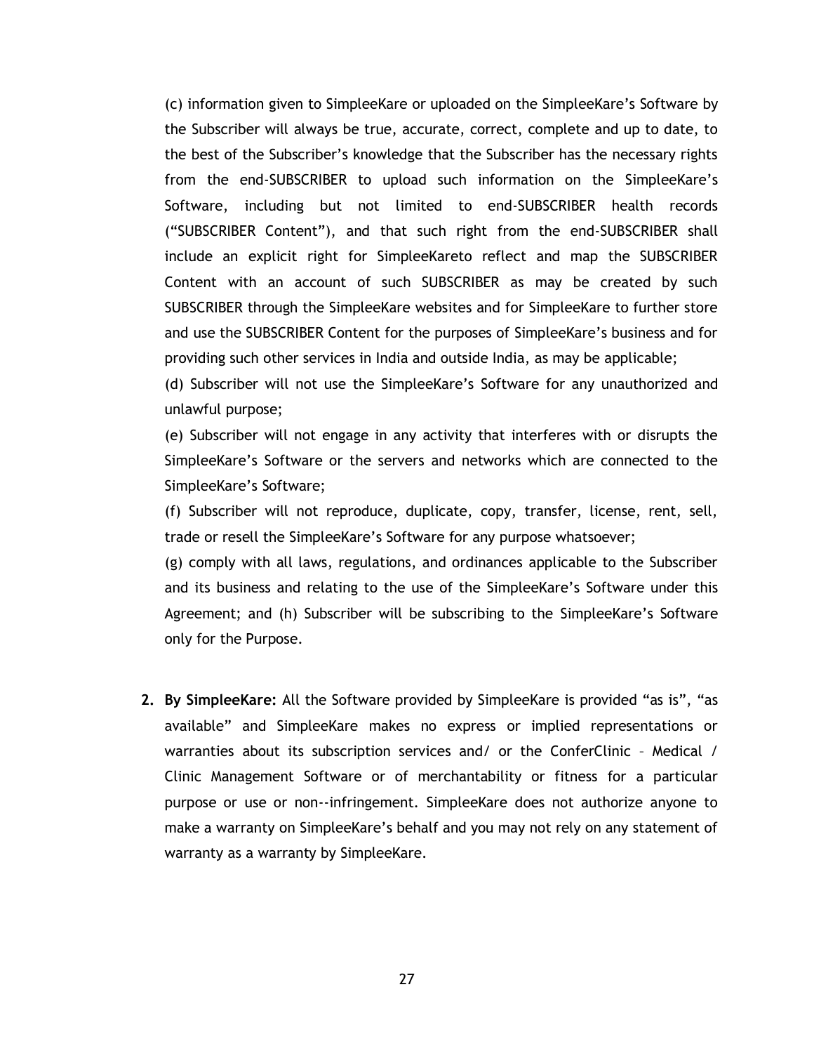(c) information given to SimpleeKare or uploaded on the SimpleeKare's Software by the Subscriber will always be true, accurate, correct, complete and up to date, to the best of the Subscriber's knowledge that the Subscriber has the necessary rights from the end-SUBSCRIBER to upload such information on the SimpleeKare's Software, including but not limited to end-SUBSCRIBER health records ("SUBSCRIBER Content"), and that such right from the end-SUBSCRIBER shall include an explicit right for SimpleeKareto reflect and map the SUBSCRIBER Content with an account of such SUBSCRIBER as may be created by such SUBSCRIBER through the SimpleeKare websites and for SimpleeKare to further store and use the SUBSCRIBER Content for the purposes of SimpleeKare's business and for providing such other services in India and outside India, as may be applicable;

(d) Subscriber will not use the SimpleeKare's Software for any unauthorized and unlawful purpose;

(e) Subscriber will not engage in any activity that interferes with or disrupts the SimpleeKare's Software or the servers and networks which are connected to the SimpleeKare's Software;

(f) Subscriber will not reproduce, duplicate, copy, transfer, license, rent, sell, trade or resell the SimpleeKare's Software for any purpose whatsoever;

(g) comply with all laws, regulations, and ordinances applicable to the Subscriber and its business and relating to the use of the SimpleeKare's Software under this Agreement; and (h) Subscriber will be subscribing to the SimpleeKare's Software only for the Purpose.

2. **By SimpleeKare:** All the Software provided by SimpleeKare is provided "as is", "as available" and SimpleeKare makes no express or implied representations or warranties about its subscription services and/ or the ConferClinic – Medical / Clinic Management Software or of merchantability or fitness for a particular purpose or use or non--infringement. SimpleeKare does not authorize anyone to make a warranty on SimpleeKare's behalf and you may not rely on any statement of warranty as a warranty by SimpleeKare.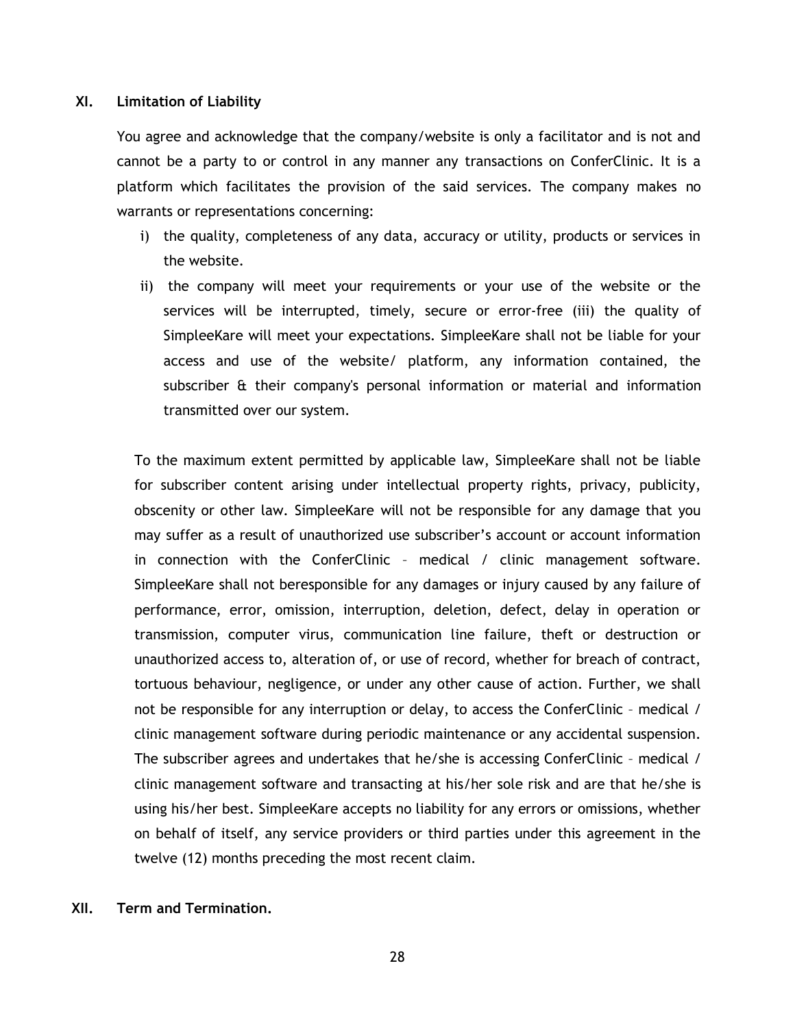## XI. Limitation of Liability

You agree and acknowledge that the company/website is only a facilitator and is not and cannot be a party to or control in any manner any transactions on ConferClinic. It is a platform which facilitates the provision of the said services. The company makes no warrants or representations concerning:

i) the quality, completeness of any data, accuracy or utility, products or services in the website.

ii) the company will meet your requirements or your use of the website or the services will be interrupted, timely, secure or error-free (iii) the quality of SimpleeKare will meet your expectations. SimpleeKare shall not be liable for your access and use of the website/ platform, any information contained, the subscriber & their company's personal information or material and information transmitted over our system.

To the maximum extent permitted by applicable law, SimpleeKare shall not be liable for subscriber content arising under intellectual property rights, privacy, publicity, obscenity or other law. SimpleeKare will not be responsible for any damage that you may suffer as a result of unauthorized use subscriber's account or account information in connection with the ConferClinic – medical / clinic management software. SimpleeKare shall not beresponsible for any damages or injury caused by any failure of performance, error, omission, interruption, deletion, defect, delay in operation or transmission, computer virus, communication line failure, theft or destruction or unauthorized access to, alteration of, or use of record, whether for breach of contract, tortuous behaviour, negligence, or under any other cause of action. Further, we shall not be responsible for any interruption or delay, to access the ConferClinic – medical / clinic management software during periodic maintenance or any accidental suspension. The subscriber agrees and undertakes that he/she is accessing ConferClinic – medical / clinic management software and transacting at his/her sole risk and are that he/she is using his/her best. SimpleeKare accepts no liability for any errors or omissions, whether on behalf of itself, any service providers or third parties under this agreement in the twelve (12) months preceding the most recent claim.

## XII. Term and Termination.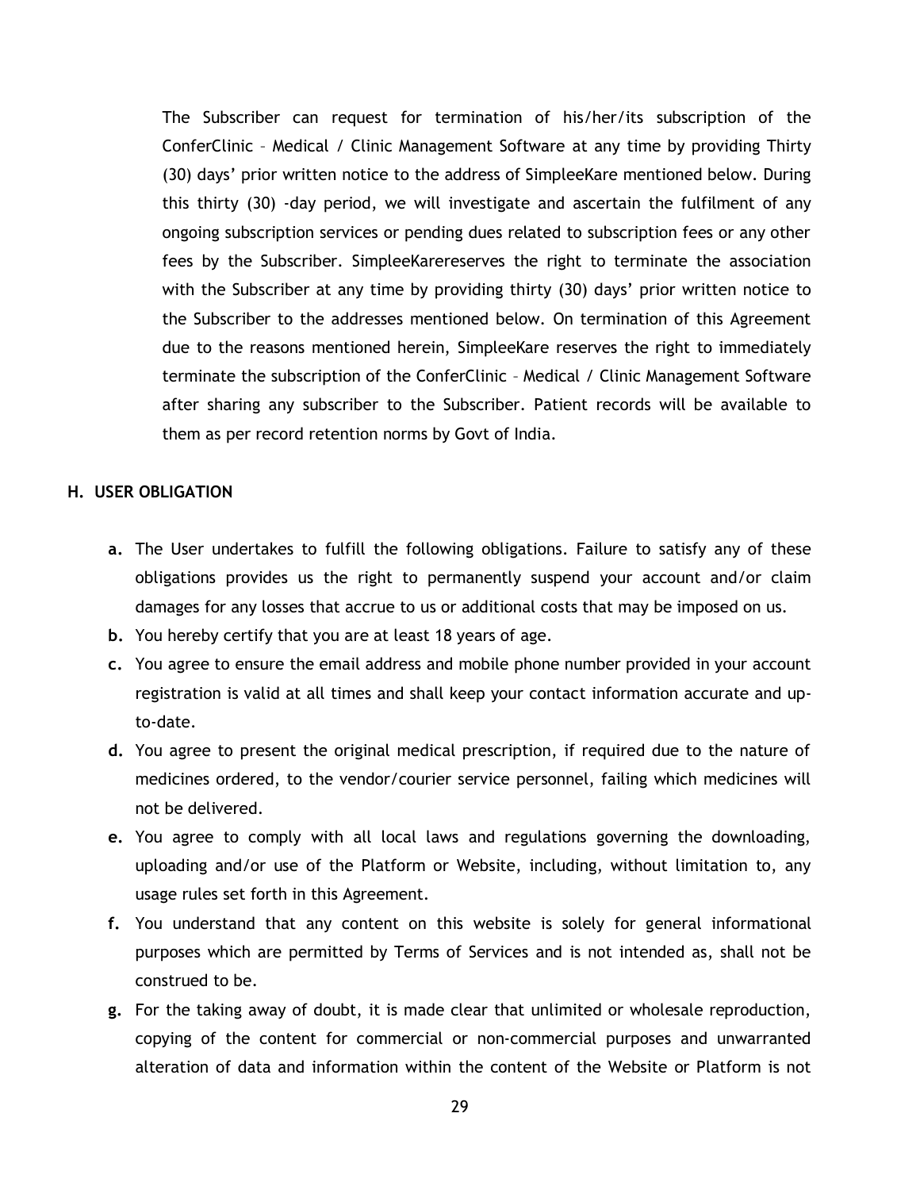The Subscriber can request for termination of his/her/its subscription of the ConferClinic – Medical / Clinic Management Software at any time by providing Thirty (30) days' prior written notice to the address of SimpleeKare mentioned below. During this thirty (30) -day period, we will investigate and ascertain the fulfilment of any ongoing subscription services or pending dues related to subscription fees or any other fees by the Subscriber. SimpleeKarereserves the right to terminate the association with the Subscriber at any time by providing thirty (30) days' prior written notice to the Subscriber to the addresses mentioned below. On termination of this Agreement due to the reasons mentioned herein, SimpleeKare reserves the right to immediately terminate the subscription of the ConferClinic – Medical / Clinic Management Software after sharing any subscriber to the Subscriber. Patient records will be available to them as per record retention norms by Govt of India.

## H. USER OBLIGATION

**a.** The User undertakes to fulfill the following obligations. Failure to satisfy any of these obligations provides us the right to permanently suspend your account and/or claim damages for any losses that accrue to us or additional costs that may be imposed on us.

**b.** You hereby certify that you are at least 18 years of age.

**c.** You agree to ensure the email address and mobile phone number provided in your account registration is valid at all times and shall keep your contact information accurate and up-to-date.

**d.** You agree to present the original medical prescription, if required due to the nature of medicines ordered, to the vendor/courier service personnel, failing which medicines will not be delivered.

**e.** You agree to comply with all local laws and regulations governing the downloading, uploading and/or use of the Platform or Website, including, without limitation to, any usage rules set forth in this Agreement.

**f.** You understand that any content on this website is solely for general informational purposes which are permitted by Terms of Services and is not intended as, shall not be construed to be.

**g.** For the taking away of doubt, it is made clear that unlimited or wholesale reproduction, copying of the content for commercial or non-commercial purposes and unwarranted alteration of data and information within the content of the Website or Platform is not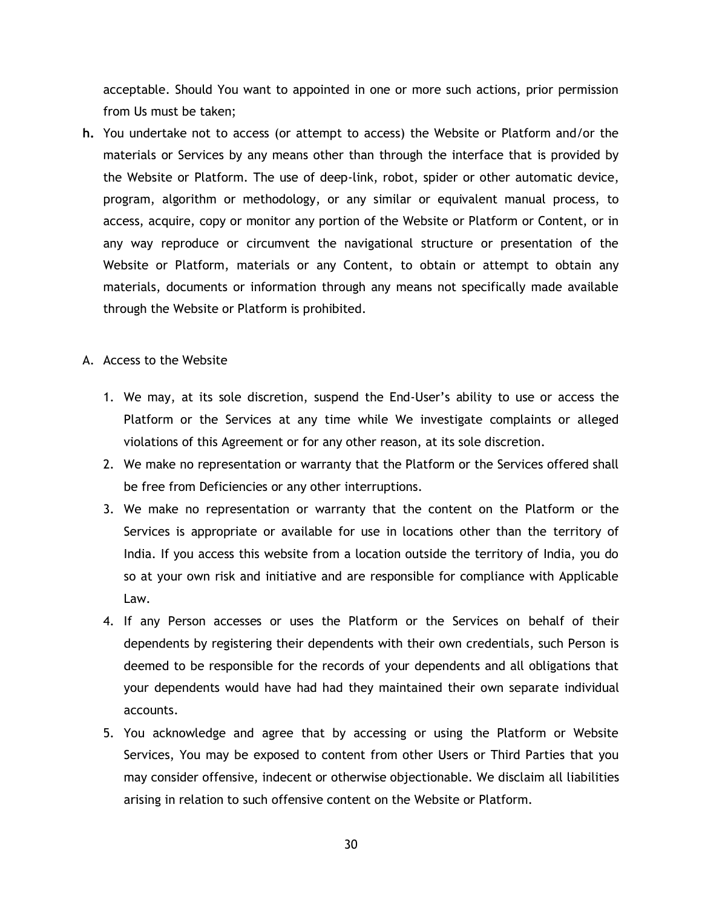acceptable. Should You want to appointed in one or more such actions, prior permission from Us must be taken;

**h.** You undertake not to access (or attempt to access) the Website or Platform and/or the materials or Services by any means other than through the interface that is provided by the Website or Platform. The use of deep-link, robot, spider or other automatic device, program, algorithm or methodology, or any similar or equivalent manual process, to access, acquire, copy or monitor any portion of the Website or Platform or Content, or in any way reproduce or circumvent the navigational structure or presentation of the Website or Platform, materials or any Content, to obtain or attempt to obtain any materials, documents or information through any means not specifically made available through the Website or Platform is prohibited.

A. Access to the Website

1. We may, at its sole discretion, suspend the End-User's ability to use or access the Platform or the Services at any time while We investigate complaints or alleged violations of this Agreement or for any other reason, at its sole discretion.
2. We make no representation or warranty that the Platform or the Services offered shall be free from Deficiencies or any other interruptions.
3. We make no representation or warranty that the content on the Platform or the Services is appropriate or available for use in locations other than the territory of India. If you access this website from a location outside the territory of India, you do so at your own risk and initiative and are responsible for compliance with Applicable Law.
4. If any Person accesses or uses the Platform or the Services on behalf of their dependents by registering their dependents with their own credentials, such Person is deemed to be responsible for the records of your dependents and all obligations that your dependents would have had had they maintained their own separate individual accounts.
5. You acknowledge and agree that by accessing or using the Platform or Website Services, You may be exposed to content from other Users or Third Parties that you may consider offensive, indecent or otherwise objectionable. We disclaim all liabilities arising in relation to such offensive content on the Website or Platform.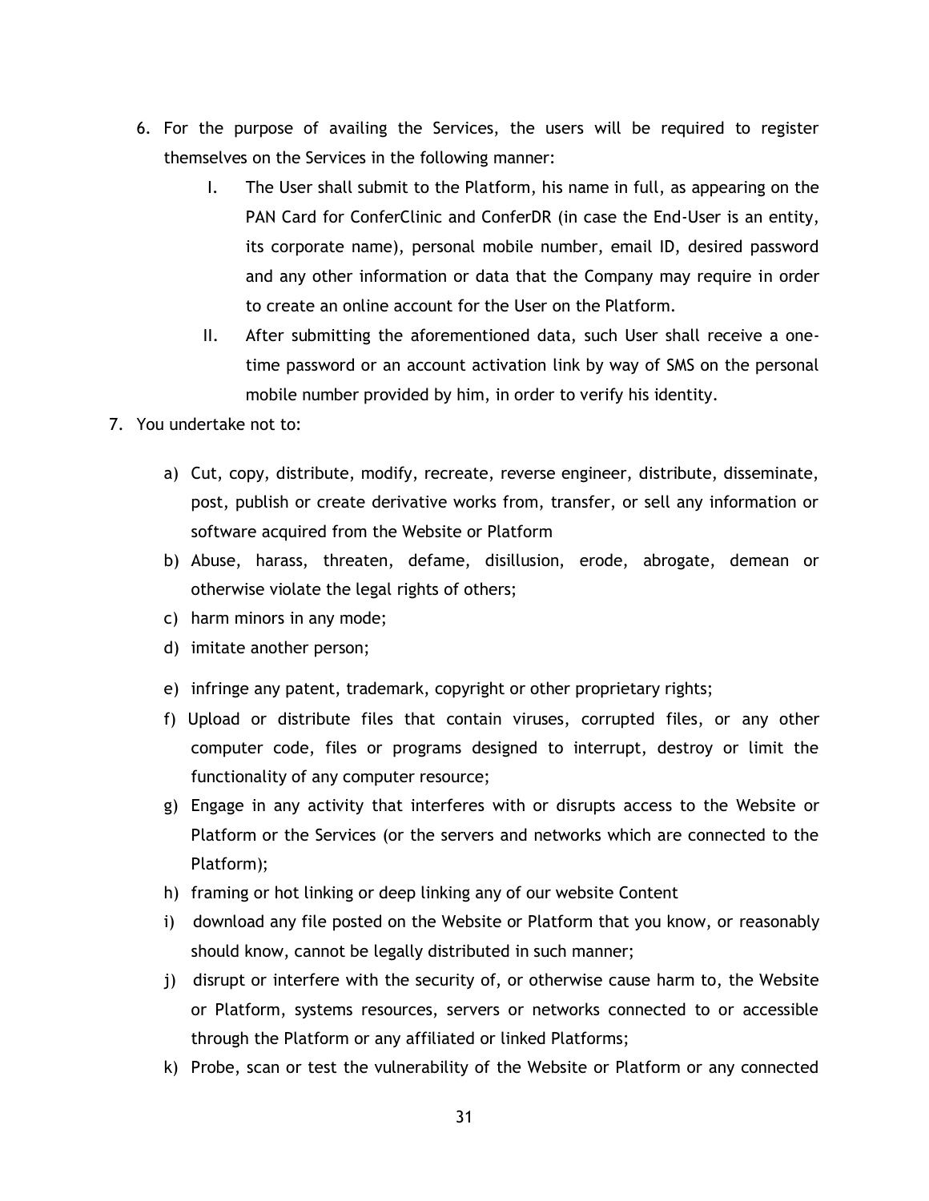6. For the purpose of availing the Services, the users will be required to register themselves on the Services in the following manner:
   I. The User shall submit to the Platform, his name in full, as appearing on the PAN Card for ConferClinic and ConferDR (in case the End-User is an entity, its corporate name), personal mobile number, email ID, desired password and any other information or data that the Company may require in order to create an online account for the User on the Platform.
   II. After submitting the aforementioned data, such User shall receive a one-time password or an account activation link by way of SMS on the personal mobile number provided by him, in order to verify his identity.
7. You undertake not to:
   a) Cut, copy, distribute, modify, recreate, reverse engineer, distribute, disseminate, post, publish or create derivative works from, transfer, or sell any information or software acquired from the Website or Platform
   b) Abuse, harass, threaten, defame, disillusion, erode, abrogate, demean or otherwise violate the legal rights of others;
   c) harm minors in any mode;
   d) imitate another person;
   e) infringe any patent, trademark, copyright or other proprietary rights;
   f) Upload or distribute files that contain viruses, corrupted files, or any other computer code, files or programs designed to interrupt, destroy or limit the functionality of any computer resource;
   g) Engage in any activity that interferes with or disrupts access to the Website or Platform or the Services (or the servers and networks which are connected to the Platform);
   h) framing or hot linking or deep linking any of our website Content
   i) download any file posted on the Website or Platform that you know, or reasonably should know, cannot be legally distributed in such manner;
   j) disrupt or interfere with the security of, or otherwise cause harm to, the Website or Platform, systems resources, servers or networks connected to or accessible through the Platform or any affiliated or linked Platforms;
   k) Probe, scan or test the vulnerability of the Website or Platform or any connected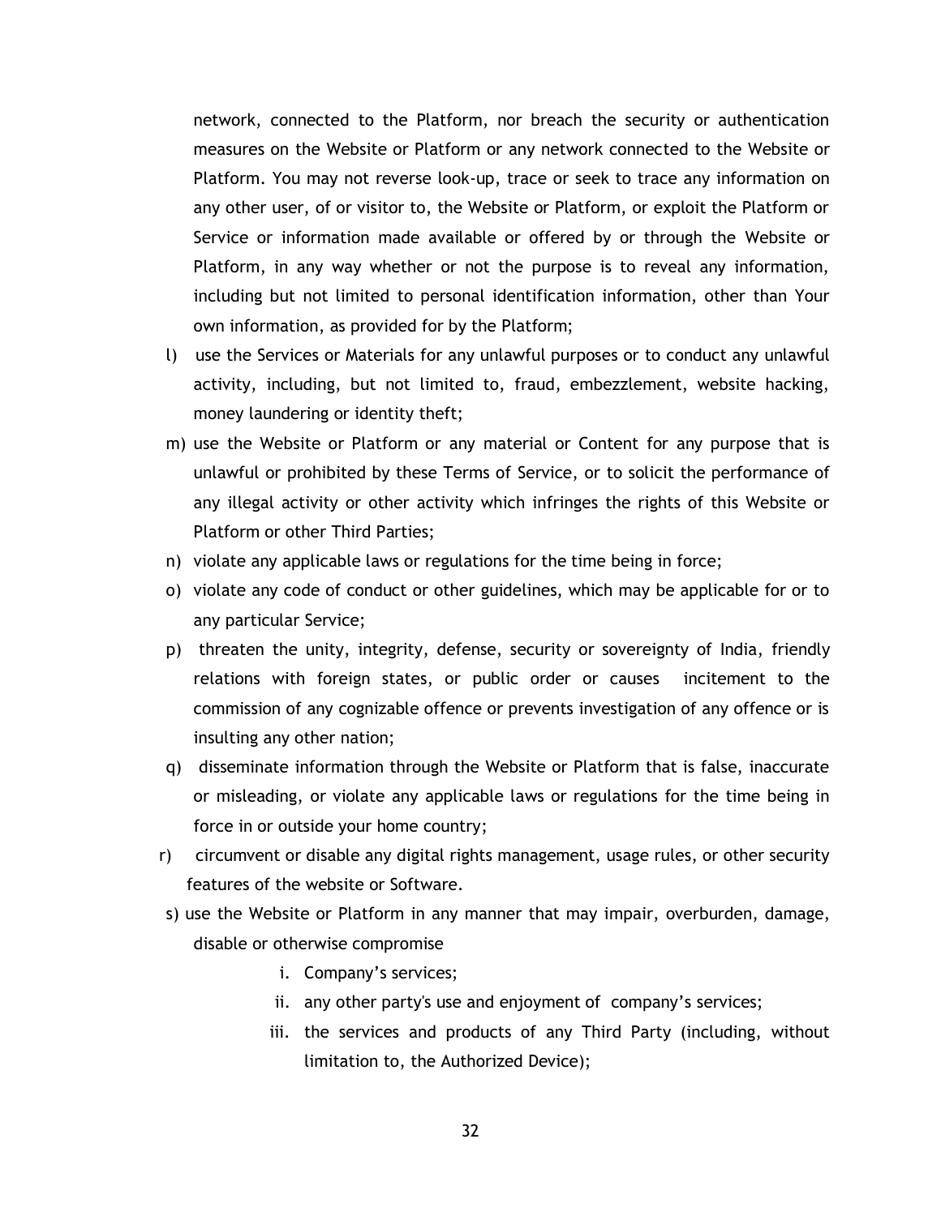network, connected to the Platform, nor breach the security or authentication measures on the Website or Platform or any network connected to the Website or Platform. You may not reverse look-up, trace or seek to trace any information on any other user, of or visitor to, the Website or Platform, or exploit the Platform or Service or information made available or offered by or through the Website or Platform, in any way whether or not the purpose is to reveal any information, including but not limited to personal identification information, other than Your own information, as provided for by the Platform;

l) use the Services or Materials for any unlawful purposes or to conduct any unlawful activity, including, but not limited to, fraud, embezzlement, website hacking, money laundering or identity theft;

m) use the Website or Platform or any material or Content for any purpose that is unlawful or prohibited by these Terms of Service, or to solicit the performance of any illegal activity or other activity which infringes the rights of this Website or Platform or other Third Parties;

n) violate any applicable laws or regulations for the time being in force;

o) violate any code of conduct or other guidelines, which may be applicable for or to any particular Service;

p) threaten the unity, integrity, defense, security or sovereignty of India, friendly relations with foreign states, or public order or causes incitement to the commission of any cognizable offence or prevents investigation of any offence or is insulting any other nation;

q) disseminate information through the Website or Platform that is false, inaccurate or misleading, or violate any applicable laws or regulations for the time being in force in or outside your home country;

r) circumvent or disable any digital rights management, usage rules, or other security features of the website or Software.

s) use the Website or Platform in any manner that may impair, overburden, damage, disable or otherwise compromise

   i. Company's services;
   ii. any other party's use and enjoyment of company's services;
   iii. the services and products of any Third Party (including, without limitation to, the Authorized Device);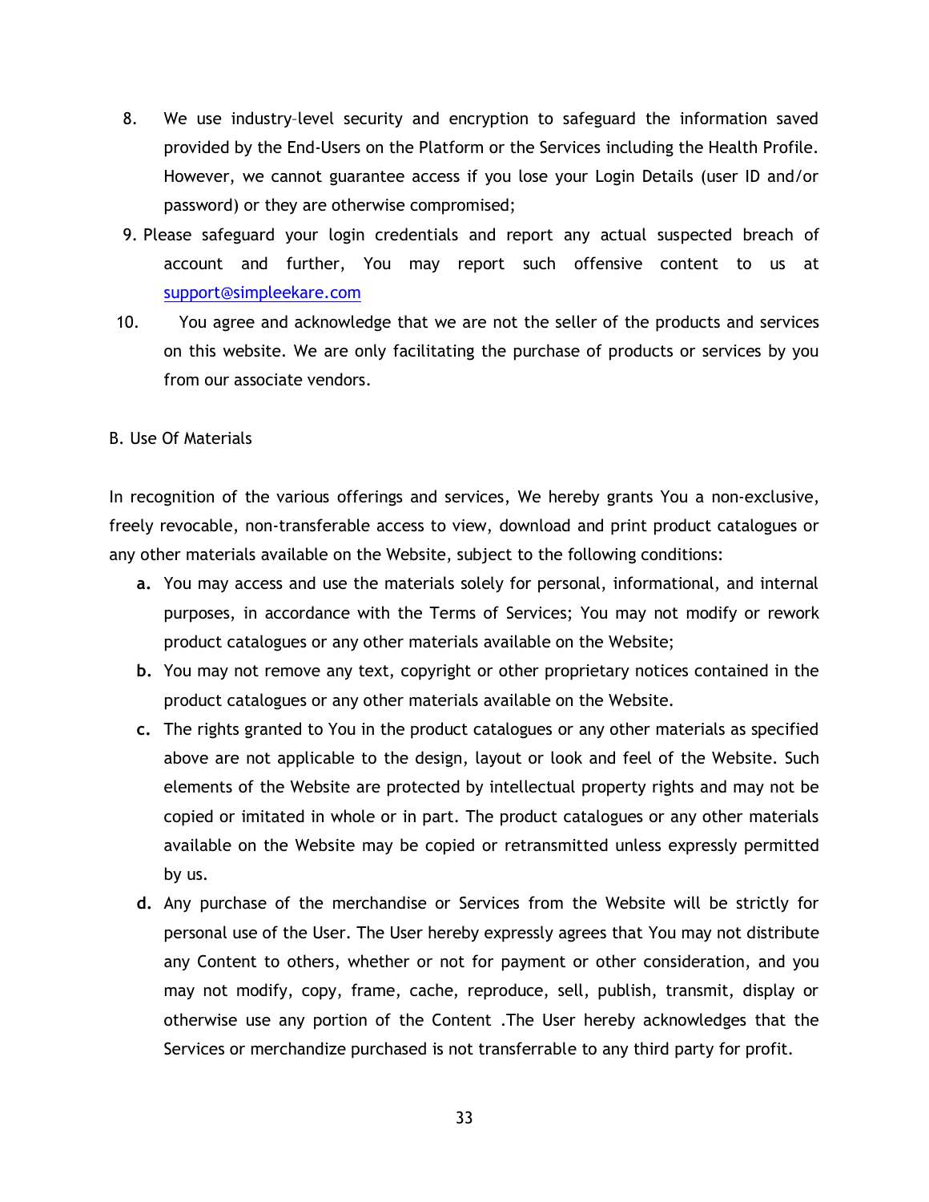8. We use industry–level security and encryption to safeguard the information saved provided by the End-Users on the Platform or the Services including the Health Profile. However, we cannot guarantee access if you lose your Login Details (user ID and/or password) or they are otherwise compromised;
9. Please safeguard your login credentials and report any actual suspected breach of account and further, You may report such offensive content to us at support@simpleekare.com
10. You agree and acknowledge that we are not the seller of the products and services on this website. We are only facilitating the purchase of products or services by you from our associate vendors.

B. Use Of Materials

In recognition of the various offerings and services, We hereby grants You a non-exclusive, freely revocable, non-transferable access to view, download and print product catalogues or any other materials available on the Website, subject to the following conditions:

**a.** You may access and use the materials solely for personal, informational, and internal purposes, in accordance with the Terms of Services; You may not modify or rework product catalogues or any other materials available on the Website;

**b.** You may not remove any text, copyright or other proprietary notices contained in the product catalogues or any other materials available on the Website.

**c.** The rights granted to You in the product catalogues or any other materials as specified above are not applicable to the design, layout or look and feel of the Website. Such elements of the Website are protected by intellectual property rights and may not be copied or imitated in whole or in part. The product catalogues or any other materials available on the Website may be copied or retransmitted unless expressly permitted by us.

**d.** Any purchase of the merchandise or Services from the Website will be strictly for personal use of the User. The User hereby expressly agrees that You may not distribute any Content to others, whether or not for payment or other consideration, and you may not modify, copy, frame, cache, reproduce, sell, publish, transmit, display or otherwise use any portion of the Content .The User hereby acknowledges that the Services or merchandize purchased is not transferrable to any third party for profit.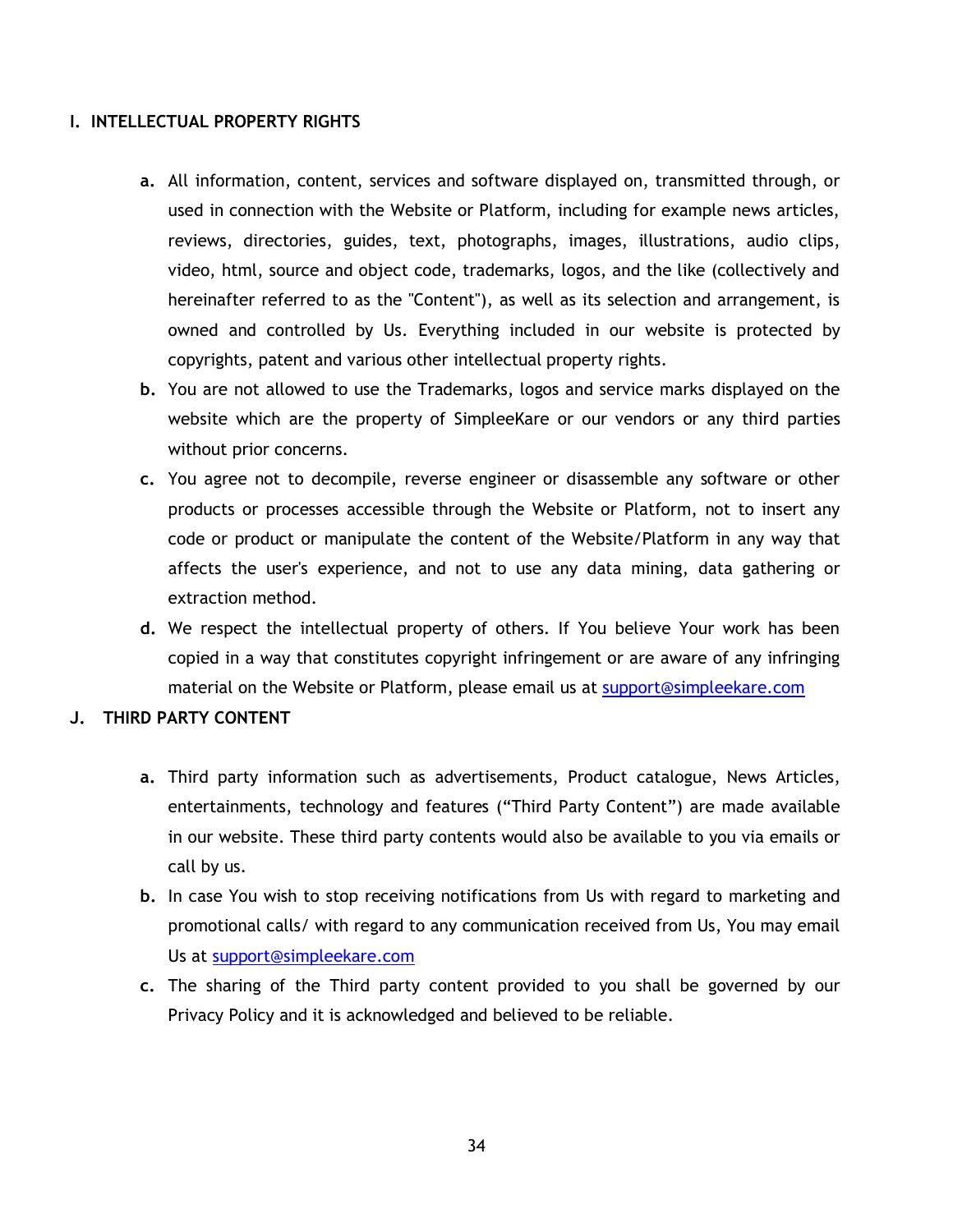## I. INTELLECTUAL PROPERTY RIGHTS

- **a.** All information, content, services and software displayed on, transmitted through, or used in connection with the Website or Platform, including for example news articles, reviews, directories, guides, text, photographs, images, illustrations, audio clips, video, html, source and object code, trademarks, logos, and the like (collectively and hereinafter referred to as the "Content"), as well as its selection and arrangement, is owned and controlled by Us. Everything included in our website is protected by copyrights, patent and various other intellectual property rights.
- **b.** You are not allowed to use the Trademarks, logos and service marks displayed on the website which are the property of SimpleeKare or our vendors or any third parties without prior concerns.
- **c.** You agree not to decompile, reverse engineer or disassemble any software or other products or processes accessible through the Website or Platform, not to insert any code or product or manipulate the content of the Website/Platform in any way that affects the user's experience, and not to use any data mining, data gathering or extraction method.
- **d.** We respect the intellectual property of others. If You believe Your work has been copied in a way that constitutes copyright infringement or are aware of any infringing material on the Website or Platform, please email us at support@simpleekare.com

## J. THIRD PARTY CONTENT

- **a.** Third party information such as advertisements, Product catalogue, News Articles, entertainments, technology and features ("Third Party Content") are made available in our website. These third party contents would also be available to you via emails or call by us.
- **b.** In case You wish to stop receiving notifications from Us with regard to marketing and promotional calls/ with regard to any communication received from Us, You may email Us at support@simpleekare.com
- **c.** The sharing of the Third party content provided to you shall be governed by our Privacy Policy and it is acknowledged and believed to be reliable.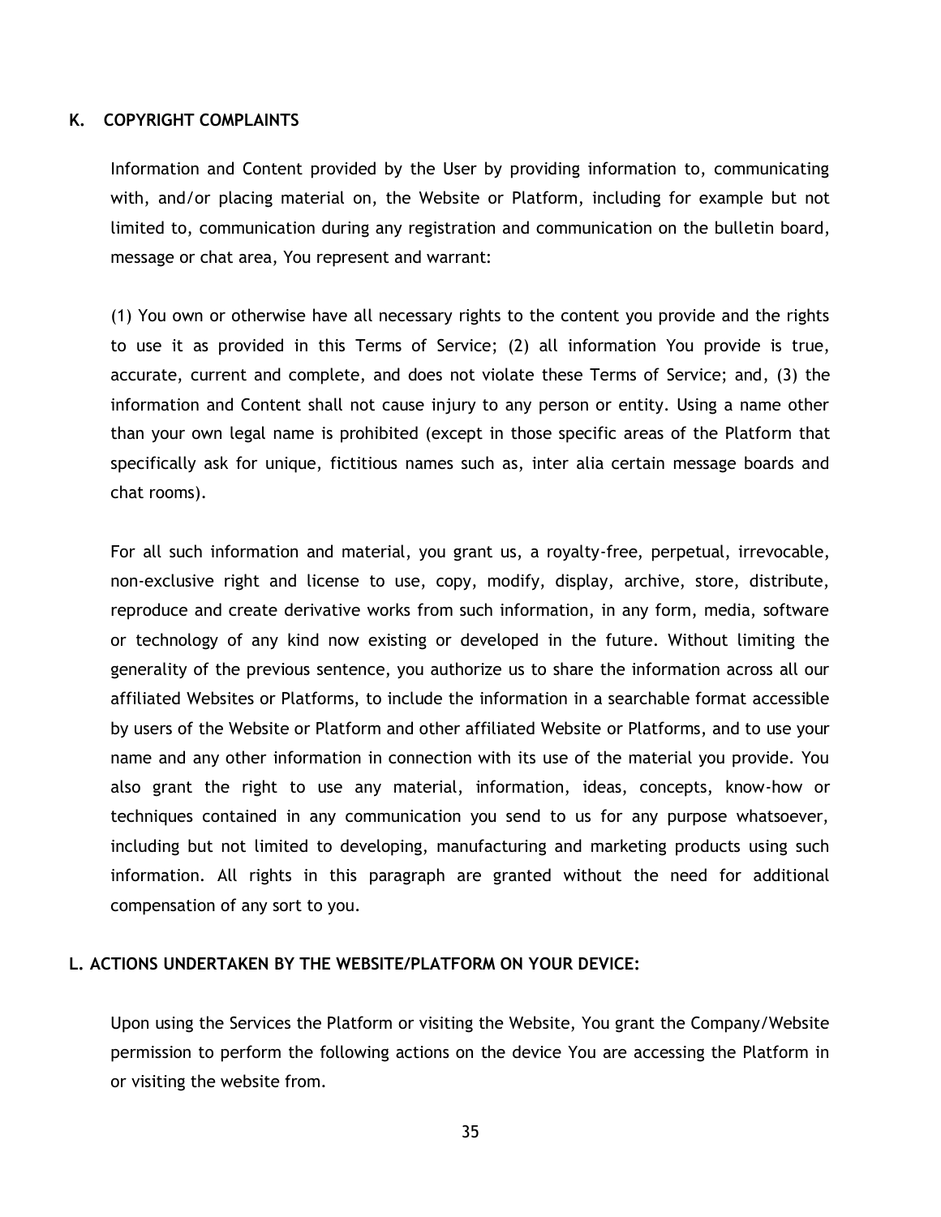## K. COPYRIGHT COMPLAINTS

Information and Content provided by the User by providing information to, communicating with, and/or placing material on, the Website or Platform, including for example but not limited to, communication during any registration and communication on the bulletin board, message or chat area, You represent and warrant:

(1) You own or otherwise have all necessary rights to the content you provide and the rights to use it as provided in this Terms of Service; (2) all information You provide is true, accurate, current and complete, and does not violate these Terms of Service; and, (3) the information and Content shall not cause injury to any person or entity. Using a name other than your own legal name is prohibited (except in those specific areas of the Platform that specifically ask for unique, fictitious names such as, inter alia certain message boards and chat rooms).

For all such information and material, you grant us, a royalty-free, perpetual, irrevocable, non-exclusive right and license to use, copy, modify, display, archive, store, distribute, reproduce and create derivative works from such information, in any form, media, software or technology of any kind now existing or developed in the future. Without limiting the generality of the previous sentence, you authorize us to share the information across all our affiliated Websites or Platforms, to include the information in a searchable format accessible by users of the Website or Platform and other affiliated Website or Platforms, and to use your name and any other information in connection with its use of the material you provide. You also grant the right to use any material, information, ideas, concepts, know-how or techniques contained in any communication you send to us for any purpose whatsoever, including but not limited to developing, manufacturing and marketing products using such information. All rights in this paragraph are granted without the need for additional compensation of any sort to you.

## L. ACTIONS UNDERTAKEN BY THE WEBSITE/PLATFORM ON YOUR DEVICE:

Upon using the Services the Platform or visiting the Website, You grant the Company/Website permission to perform the following actions on the device You are accessing the Platform in or visiting the website from.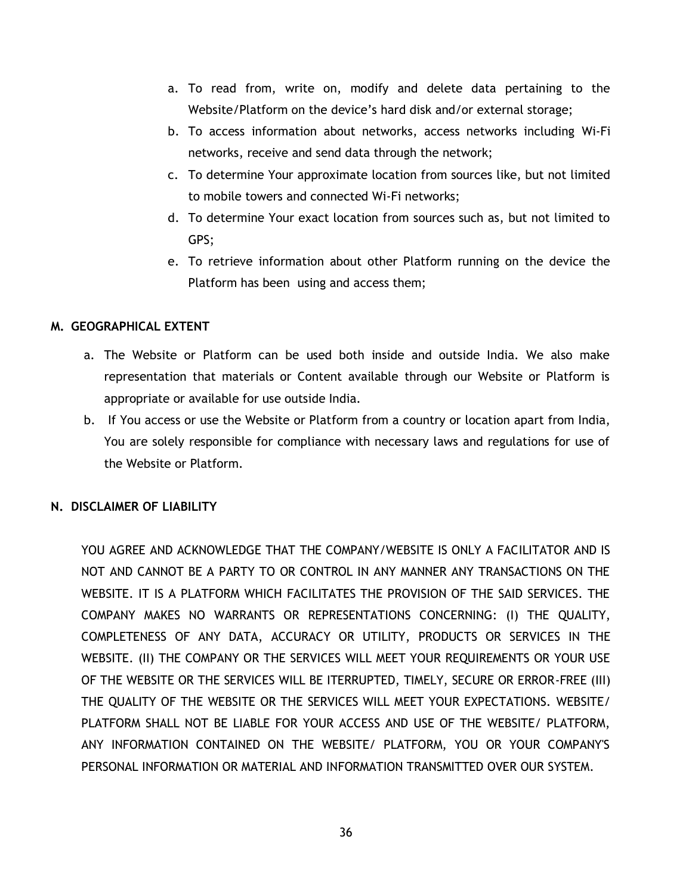a. To read from, write on, modify and delete data pertaining to the Website/Platform on the device's hard disk and/or external storage;
b. To access information about networks, access networks including Wi-Fi networks, receive and send data through the network;
c. To determine Your approximate location from sources like, but not limited to mobile towers and connected Wi-Fi networks;
d. To determine Your exact location from sources such as, but not limited to GPS;
e. To retrieve information about other Platform running on the device the Platform has been using and access them;

## M. GEOGRAPHICAL EXTENT

a. The Website or Platform can be used both inside and outside India. We also make representation that materials or Content available through our Website or Platform is appropriate or available for use outside India.
b. If You access or use the Website or Platform from a country or location apart from India, You are solely responsible for compliance with necessary laws and regulations for use of the Website or Platform.

## N. DISCLAIMER OF LIABILITY

YOU AGREE AND ACKNOWLEDGE THAT THE COMPANY/WEBSITE IS ONLY A FACILITATOR AND IS NOT AND CANNOT BE A PARTY TO OR CONTROL IN ANY MANNER ANY TRANSACTIONS ON THE WEBSITE. IT IS A PLATFORM WHICH FACILITATES THE PROVISION OF THE SAID SERVICES. THE COMPANY MAKES NO WARRANTS OR REPRESENTATIONS CONCERNING: (I) THE QUALITY, COMPLETENESS OF ANY DATA, ACCURACY OR UTILITY, PRODUCTS OR SERVICES IN THE WEBSITE. (II) THE COMPANY OR THE SERVICES WILL MEET YOUR REQUIREMENTS OR YOUR USE OF THE WEBSITE OR THE SERVICES WILL BE ITERRUPTED, TIMELY, SECURE OR ERROR-FREE (III) THE QUALITY OF THE WEBSITE OR THE SERVICES WILL MEET YOUR EXPECTATIONS. WEBSITE/ PLATFORM SHALL NOT BE LIABLE FOR YOUR ACCESS AND USE OF THE WEBSITE/ PLATFORM, ANY INFORMATION CONTAINED ON THE WEBSITE/ PLATFORM, YOU OR YOUR COMPANY'S PERSONAL INFORMATION OR MATERIAL AND INFORMATION TRANSMITTED OVER OUR SYSTEM.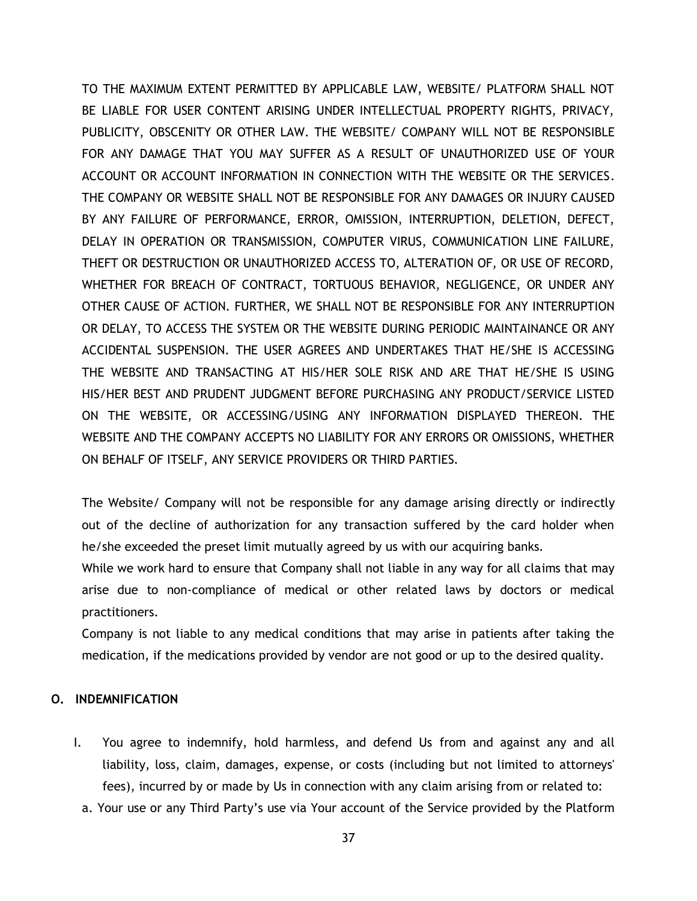TO THE MAXIMUM EXTENT PERMITTED BY APPLICABLE LAW, WEBSITE/ PLATFORM SHALL NOT BE LIABLE FOR USER CONTENT ARISING UNDER INTELLECTUAL PROPERTY RIGHTS, PRIVACY, PUBLICITY, OBSCENITY OR OTHER LAW. THE WEBSITE/ COMPANY WILL NOT BE RESPONSIBLE FOR ANY DAMAGE THAT YOU MAY SUFFER AS A RESULT OF UNAUTHORIZED USE OF YOUR ACCOUNT OR ACCOUNT INFORMATION IN CONNECTION WITH THE WEBSITE OR THE SERVICES. THE COMPANY OR WEBSITE SHALL NOT BE RESPONSIBLE FOR ANY DAMAGES OR INJURY CAUSED BY ANY FAILURE OF PERFORMANCE, ERROR, OMISSION, INTERRUPTION, DELETION, DEFECT, DELAY IN OPERATION OR TRANSMISSION, COMPUTER VIRUS, COMMUNICATION LINE FAILURE, THEFT OR DESTRUCTION OR UNAUTHORIZED ACCESS TO, ALTERATION OF, OR USE OF RECORD, WHETHER FOR BREACH OF CONTRACT, TORTUOUS BEHAVIOR, NEGLIGENCE, OR UNDER ANY OTHER CAUSE OF ACTION. FURTHER, WE SHALL NOT BE RESPONSIBLE FOR ANY INTERRUPTION OR DELAY, TO ACCESS THE SYSTEM OR THE WEBSITE DURING PERIODIC MAINTAINANCE OR ANY ACCIDENTAL SUSPENSION. THE USER AGREES AND UNDERTAKES THAT HE/SHE IS ACCESSING THE WEBSITE AND TRANSACTING AT HIS/HER SOLE RISK AND ARE THAT HE/SHE IS USING HIS/HER BEST AND PRUDENT JUDGMENT BEFORE PURCHASING ANY PRODUCT/SERVICE LISTED ON THE WEBSITE, OR ACCESSING/USING ANY INFORMATION DISPLAYED THEREON. THE WEBSITE AND THE COMPANY ACCEPTS NO LIABILITY FOR ANY ERRORS OR OMISSIONS, WHETHER ON BEHALF OF ITSELF, ANY SERVICE PROVIDERS OR THIRD PARTIES.

The Website/ Company will not be responsible for any damage arising directly or indirectly out of the decline of authorization for any transaction suffered by the card holder when he/she exceeded the preset limit mutually agreed by us with our acquiring banks.

While we work hard to ensure that Company shall not liable in any way for all claims that may arise due to non-compliance of medical or other related laws by doctors or medical practitioners.

Company is not liable to any medical conditions that may arise in patients after taking the medication, if the medications provided by vendor are not good or up to the desired quality.

## O. INDEMNIFICATION

I. You agree to indemnify, hold harmless, and defend Us from and against any and all liability, loss, claim, damages, expense, or costs (including but not limited to attorneys' fees), incurred by or made by Us in connection with any claim arising from or related to:

a. Your use or any Third Party's use via Your account of the Service provided by the Platform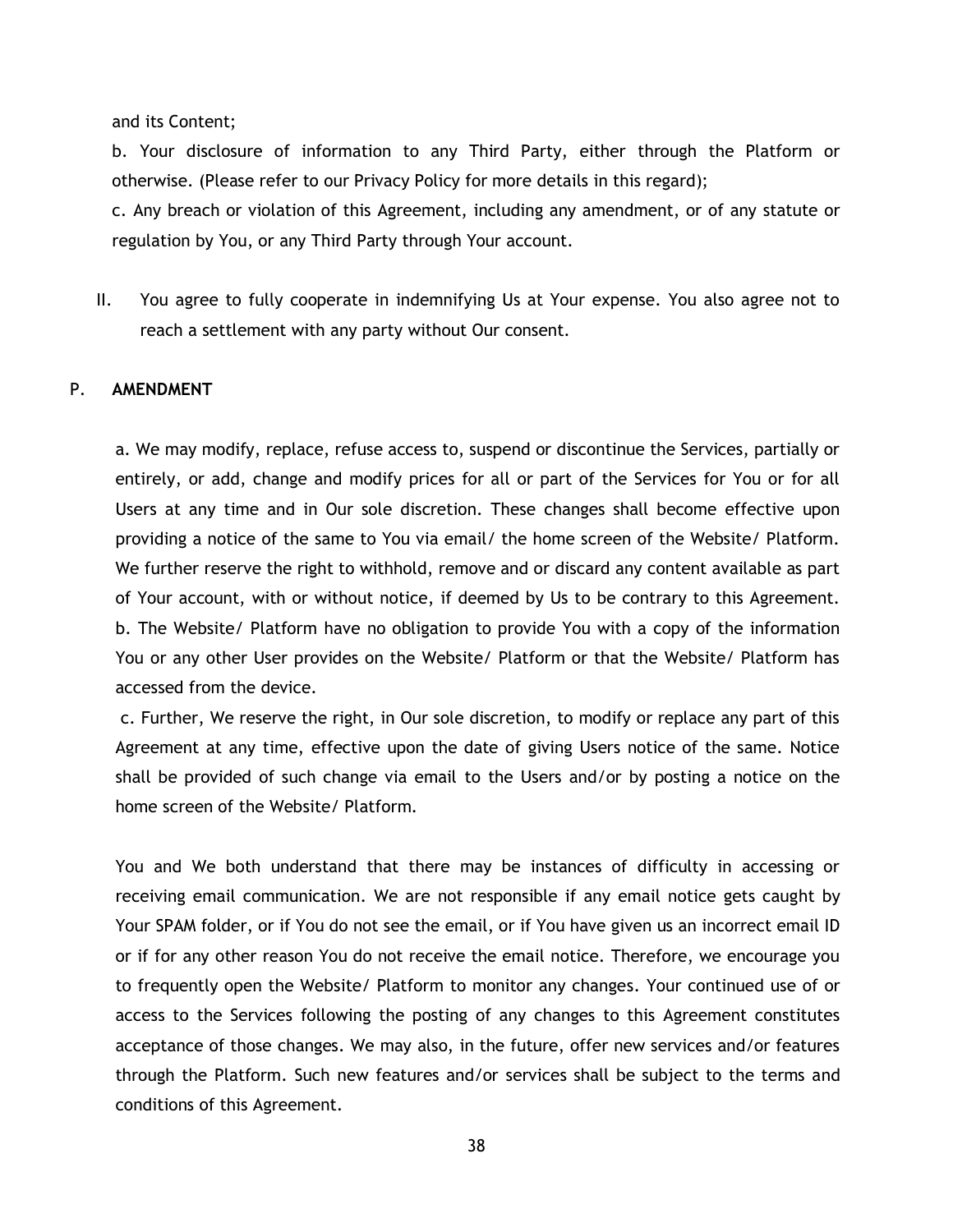and its Content;

b. Your disclosure of information to any Third Party, either through the Platform or otherwise. (Please refer to our Privacy Policy for more details in this regard);

c. Any breach or violation of this Agreement, including any amendment, or of any statute or regulation by You, or any Third Party through Your account.

II. You agree to fully cooperate in indemnifying Us at Your expense. You also agree not to reach a settlement with any party without Our consent.

## P. AMENDMENT

a. We may modify, replace, refuse access to, suspend or discontinue the Services, partially or entirely, or add, change and modify prices for all or part of the Services for You or for all Users at any time and in Our sole discretion. These changes shall become effective upon providing a notice of the same to You via email/ the home screen of the Website/ Platform. We further reserve the right to withhold, remove and or discard any content available as part of Your account, with or without notice, if deemed by Us to be contrary to this Agreement.

b. The Website/ Platform have no obligation to provide You with a copy of the information You or any other User provides on the Website/ Platform or that the Website/ Platform has accessed from the device.

c. Further, We reserve the right, in Our sole discretion, to modify or replace any part of this Agreement at any time, effective upon the date of giving Users notice of the same. Notice shall be provided of such change via email to the Users and/or by posting a notice on the home screen of the Website/ Platform.

You and We both understand that there may be instances of difficulty in accessing or receiving email communication. We are not responsible if any email notice gets caught by Your SPAM folder, or if You do not see the email, or if You have given us an incorrect email ID or if for any other reason You do not receive the email notice. Therefore, we encourage you to frequently open the Website/ Platform to monitor any changes. Your continued use of or access to the Services following the posting of any changes to this Agreement constitutes acceptance of those changes. We may also, in the future, offer new services and/or features through the Platform. Such new features and/or services shall be subject to the terms and conditions of this Agreement.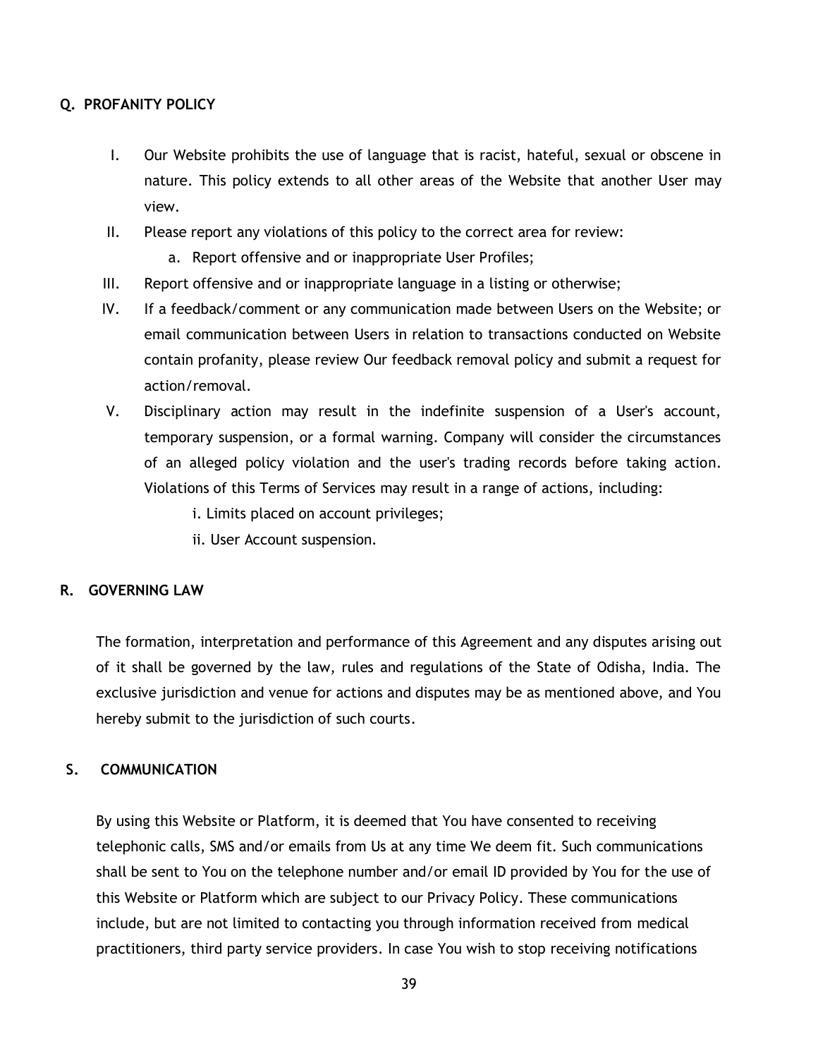## Q. PROFANITY POLICY

I. Our Website prohibits the use of language that is racist, hateful, sexual or obscene in nature. This policy extends to all other areas of the Website that another User may view.

II. Please report any violations of this policy to the correct area for review:
   a. Report offensive and or inappropriate User Profiles;

III. Report offensive and or inappropriate language in a listing or otherwise;

IV. If a feedback/comment or any communication made between Users on the Website; or email communication between Users in relation to transactions conducted on Website contain profanity, please review Our feedback removal policy and submit a request for action/removal.

V. Disciplinary action may result in the indefinite suspension of a User's account, temporary suspension, or a formal warning. Company will consider the circumstances of an alleged policy violation and the user's trading records before taking action. Violations of this Terms of Services may result in a range of actions, including:
   i. Limits placed on account privileges;
   ii. User Account suspension.

## R. GOVERNING LAW

The formation, interpretation and performance of this Agreement and any disputes arising out of it shall be governed by the law, rules and regulations of the State of Odisha, India. The exclusive jurisdiction and venue for actions and disputes may be as mentioned above, and You hereby submit to the jurisdiction of such courts.

## S. COMMUNICATION

By using this Website or Platform, it is deemed that You have consented to receiving telephonic calls, SMS and/or emails from Us at any time We deem fit. Such communications shall be sent to You on the telephone number and/or email ID provided by You for the use of this Website or Platform which are subject to our Privacy Policy. These communications include, but are not limited to contacting you through information received from medical practitioners, third party service providers. In case You wish to stop receiving notifications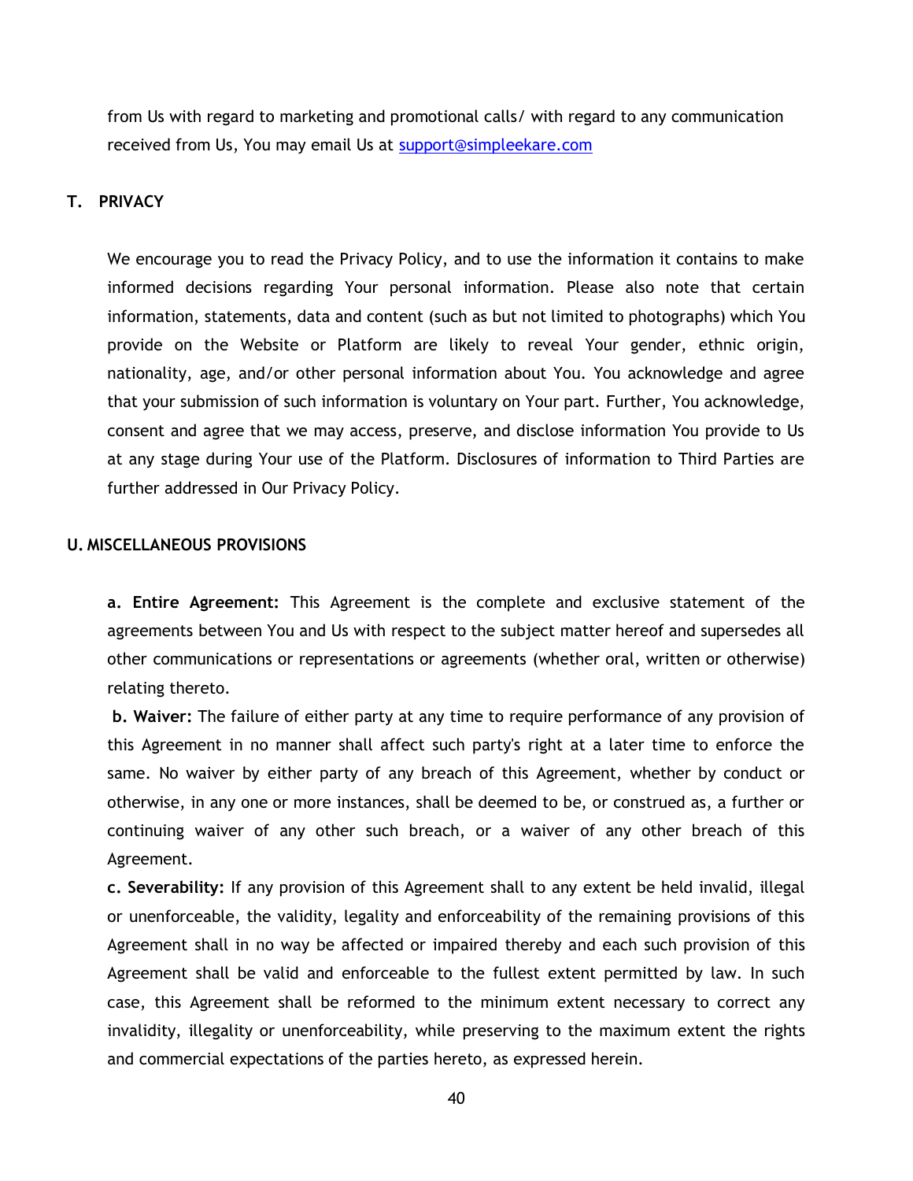from Us with regard to marketing and promotional calls/ with regard to any communication received from Us, You may email Us at [support@simpleekare.com](mailto:support@simpleekare.com)

## T. PRIVACY

We encourage you to read the Privacy Policy, and to use the information it contains to make informed decisions regarding Your personal information. Please also note that certain information, statements, data and content (such as but not limited to photographs) which You provide on the Website or Platform are likely to reveal Your gender, ethnic origin, nationality, age, and/or other personal information about You. You acknowledge and agree that your submission of such information is voluntary on Your part. Further, You acknowledge, consent and agree that we may access, preserve, and disclose information You provide to Us at any stage during Your use of the Platform. Disclosures of information to Third Parties are further addressed in Our Privacy Policy.

## U. MISCELLANEOUS PROVISIONS

**a. Entire Agreement:** This Agreement is the complete and exclusive statement of the agreements between You and Us with respect to the subject matter hereof and supersedes all other communications or representations or agreements (whether oral, written or otherwise) relating thereto.

**b. Waiver:** The failure of either party at any time to require performance of any provision of this Agreement in no manner shall affect such party's right at a later time to enforce the same. No waiver by either party of any breach of this Agreement, whether by conduct or otherwise, in any one or more instances, shall be deemed to be, or construed as, a further or continuing waiver of any other such breach, or a waiver of any other breach of this Agreement.

**c. Severability:** If any provision of this Agreement shall to any extent be held invalid, illegal or unenforceable, the validity, legality and enforceability of the remaining provisions of this Agreement shall in no way be affected or impaired thereby and each such provision of this Agreement shall be valid and enforceable to the fullest extent permitted by law. In such case, this Agreement shall be reformed to the minimum extent necessary to correct any invalidity, illegality or unenforceability, while preserving to the maximum extent the rights and commercial expectations of the parties hereto, as expressed herein.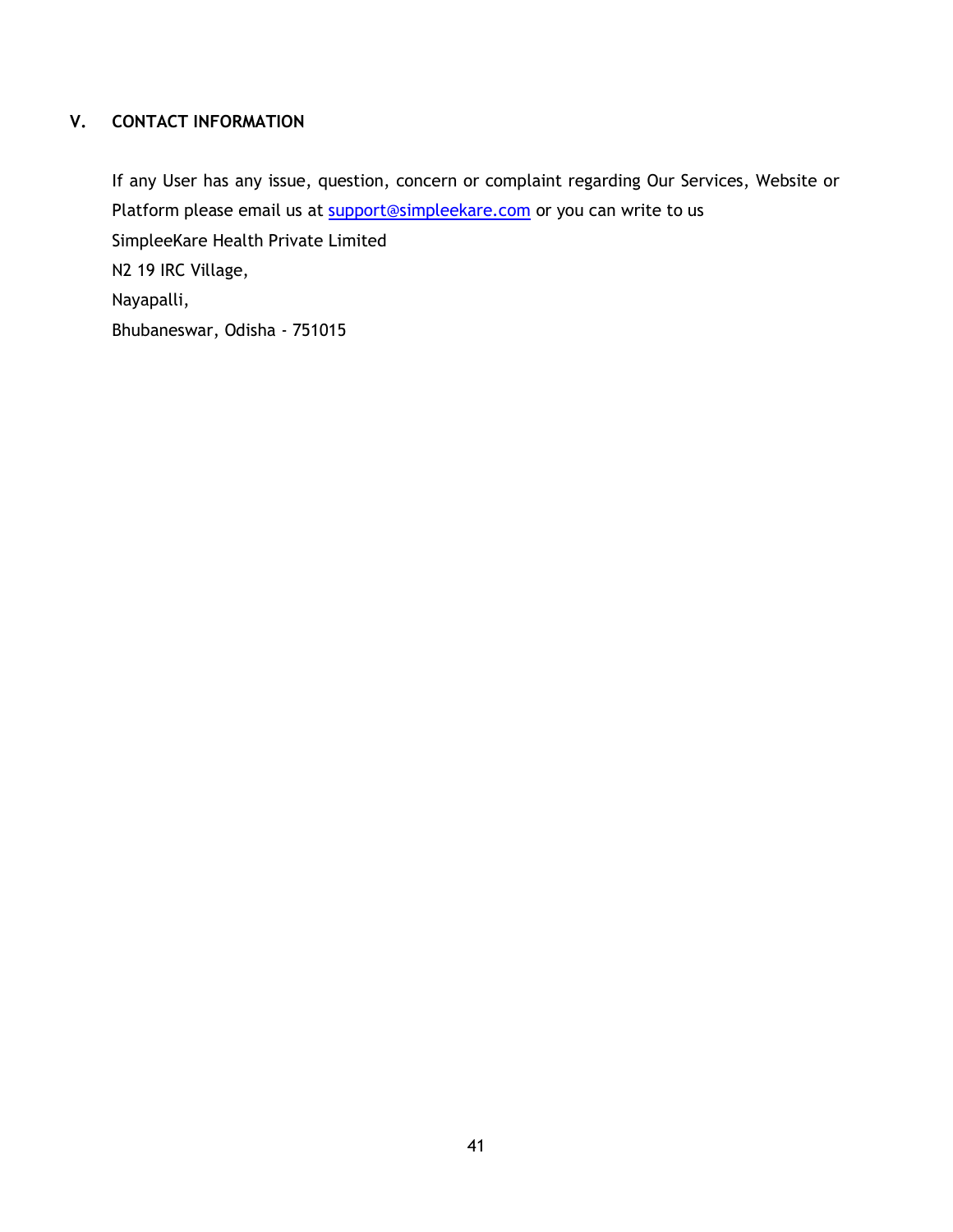## V. CONTACT INFORMATION

If any User has any issue, question, concern or complaint regarding Our Services, Website or Platform please email us at support@simpleekare.com or you can write to us

SimpleeKare Health Private Limited
N2 19 IRC Village,
Nayapalli,
Bhubaneswar, Odisha - 751015